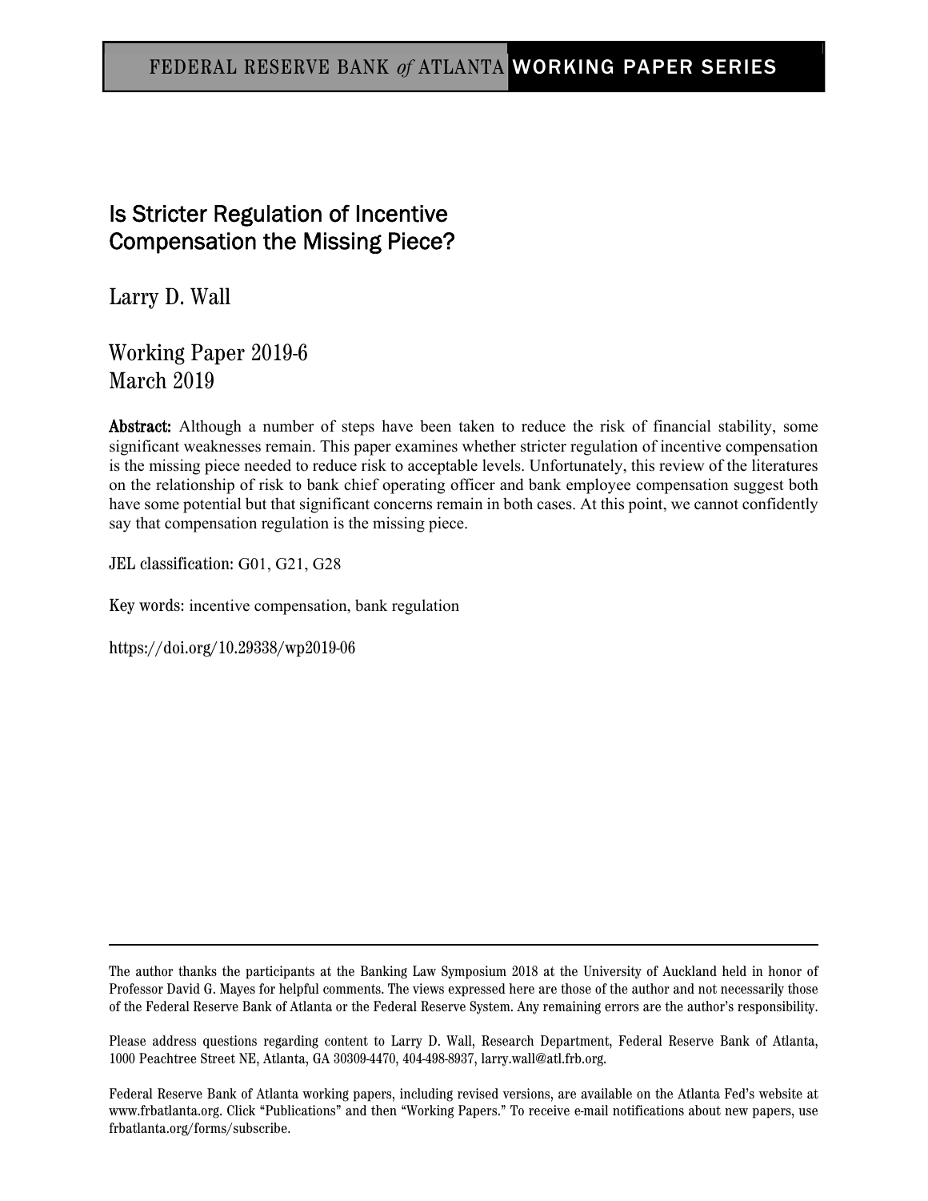FEDERAL RESERVE BANK *of* ATLANTA WORKING PAPER SERIES

# Is Stricter Regulation of Incentive Compensation the Missing Piece?

Larry D. Wall

Working Paper 2019-6
March 2019

**Abstract:** Although a number of steps have been taken to reduce the risk of financial stability, some significant weaknesses remain. This paper examines whether stricter regulation of incentive compensation is the missing piece needed to reduce risk to acceptable levels. Unfortunately, this review of the literatures on the relationship of risk to bank chief operating officer and bank employee compensation suggest both have some potential but that significant concerns remain in both cases. At this point, we cannot confidently say that compensation regulation is the missing piece.

JEL classification: G01, G21, G28

Key words: incentive compensation, bank regulation

https://doi.org/10.29338/wp2019-06

---

The author thanks the participants at the Banking Law Symposium 2018 at the University of Auckland held in honor of Professor David G. Mayes for helpful comments. The views expressed here are those of the author and not necessarily those of the Federal Reserve Bank of Atlanta or the Federal Reserve System. Any remaining errors are the author's responsibility.

Please address questions regarding content to Larry D. Wall, Research Department, Federal Reserve Bank of Atlanta, 1000 Peachtree Street NE, Atlanta, GA 30309-4470, 404-498-8937, larry.wall@atl.frb.org.

Federal Reserve Bank of Atlanta working papers, including revised versions, are available on the Atlanta Fed's website at www.frbatlanta.org. Click "Publications" and then "Working Papers." To receive e-mail notifications about new papers, use frbatlanta.org/forms/subscribe.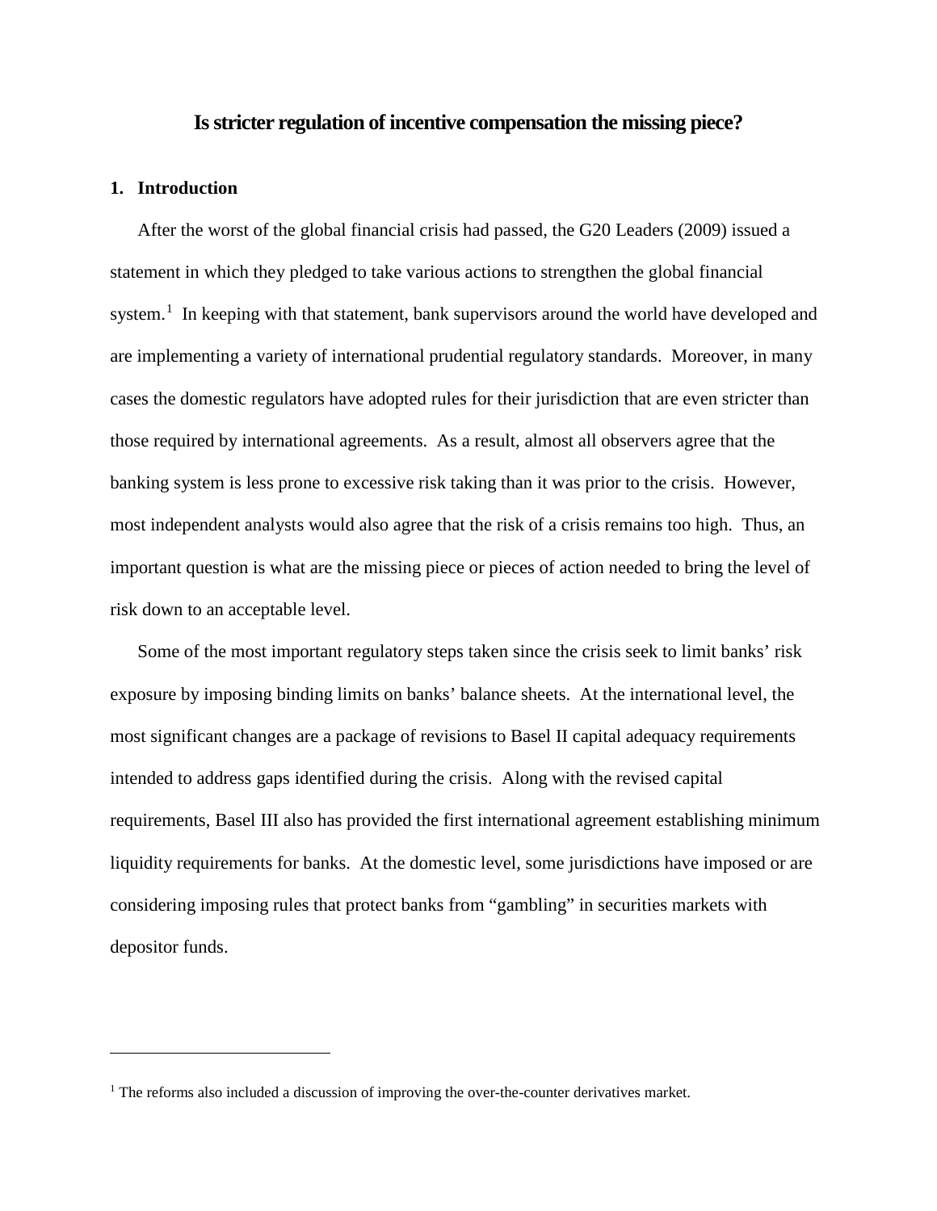# Is stricter regulation of incentive compensation the missing piece?

## 1. Introduction

After the worst of the global financial crisis had passed, the G20 Leaders (2009) issued a statement in which they pledged to take various actions to strengthen the global financial system.[1] In keeping with that statement, bank supervisors around the world have developed and are implementing a variety of international prudential regulatory standards. Moreover, in many cases the domestic regulators have adopted rules for their jurisdiction that are even stricter than those required by international agreements. As a result, almost all observers agree that the banking system is less prone to excessive risk taking than it was prior to the crisis. However, most independent analysts would also agree that the risk of a crisis remains too high. Thus, an important question is what are the missing piece or pieces of action needed to bring the level of risk down to an acceptable level.

Some of the most important regulatory steps taken since the crisis seek to limit banks' risk exposure by imposing binding limits on banks' balance sheets. At the international level, the most significant changes are a package of revisions to Basel II capital adequacy requirements intended to address gaps identified during the crisis. Along with the revised capital requirements, Basel III also has provided the first international agreement establishing minimum liquidity requirements for banks. At the domestic level, some jurisdictions have imposed or are considering imposing rules that protect banks from "gambling" in securities markets with depositor funds.

---

[1] The reforms also included a discussion of improving the over-the-counter derivatives market.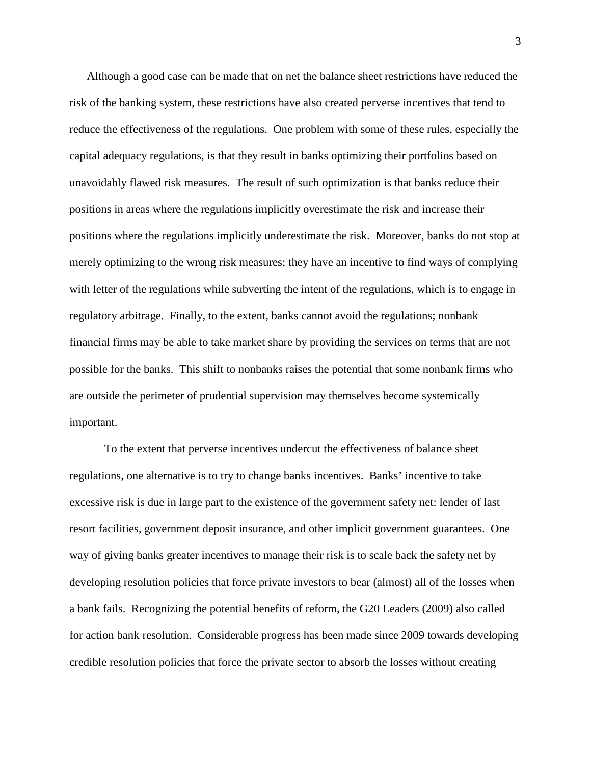Although a good case can be made that on net the balance sheet restrictions have reduced the risk of the banking system, these restrictions have also created perverse incentives that tend to reduce the effectiveness of the regulations. One problem with some of these rules, especially the capital adequacy regulations, is that they result in banks optimizing their portfolios based on unavoidably flawed risk measures. The result of such optimization is that banks reduce their positions in areas where the regulations implicitly overestimate the risk and increase their positions where the regulations implicitly underestimate the risk. Moreover, banks do not stop at merely optimizing to the wrong risk measures; they have an incentive to find ways of complying with letter of the regulations while subverting the intent of the regulations, which is to engage in regulatory arbitrage. Finally, to the extent, banks cannot avoid the regulations; nonbank financial firms may be able to take market share by providing the services on terms that are not possible for the banks. This shift to nonbanks raises the potential that some nonbank firms who are outside the perimeter of prudential supervision may themselves become systemically important.

To the extent that perverse incentives undercut the effectiveness of balance sheet regulations, one alternative is to try to change banks incentives. Banks' incentive to take excessive risk is due in large part to the existence of the government safety net: lender of last resort facilities, government deposit insurance, and other implicit government guarantees. One way of giving banks greater incentives to manage their risk is to scale back the safety net by developing resolution policies that force private investors to bear (almost) all of the losses when a bank fails. Recognizing the potential benefits of reform, the G20 Leaders (2009) also called for action bank resolution. Considerable progress has been made since 2009 towards developing credible resolution policies that force the private sector to absorb the losses without creating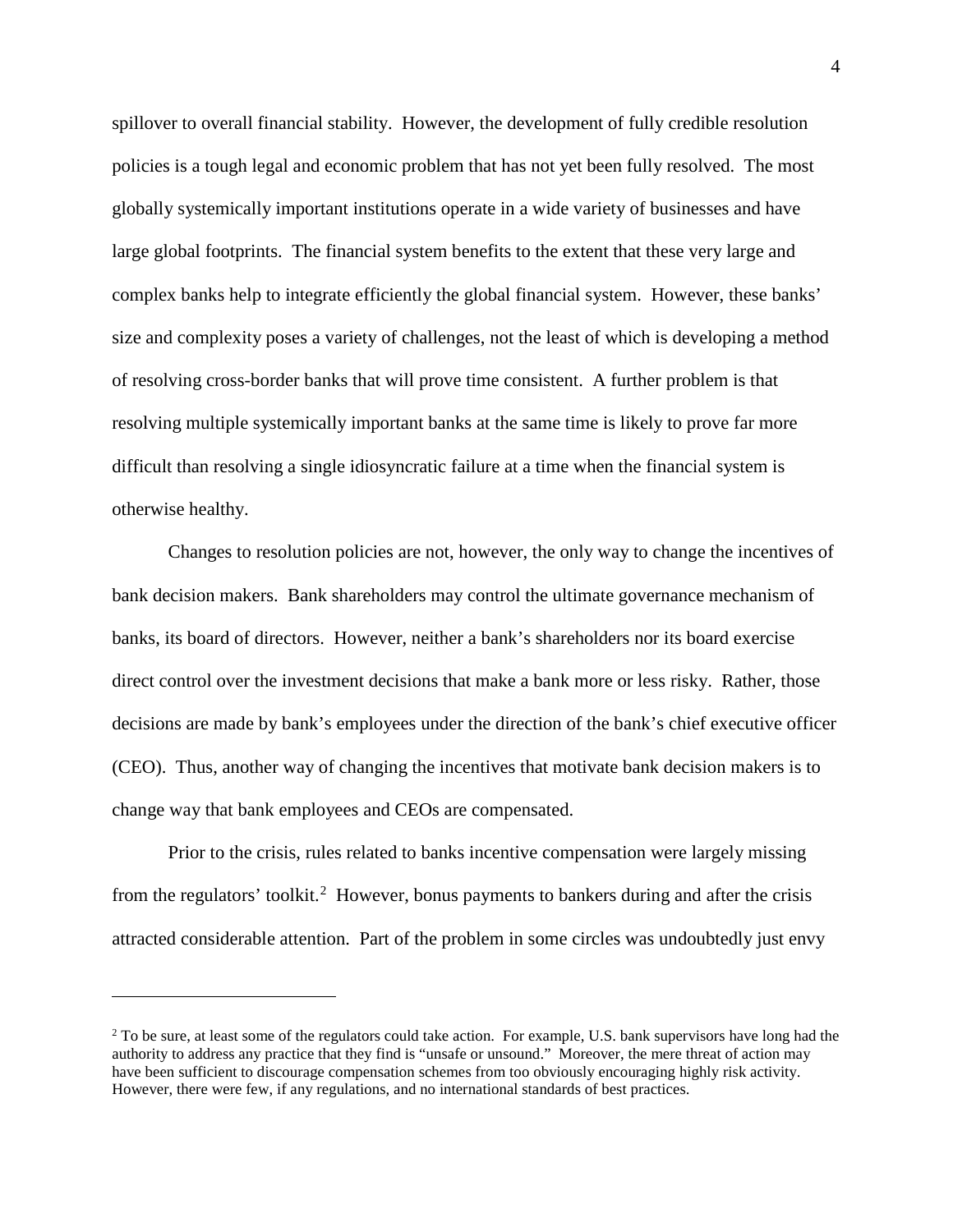spillover to overall financial stability. However, the development of fully credible resolution policies is a tough legal and economic problem that has not yet been fully resolved. The most globally systemically important institutions operate in a wide variety of businesses and have large global footprints. The financial system benefits to the extent that these very large and complex banks help to integrate efficiently the global financial system. However, these banks' size and complexity poses a variety of challenges, not the least of which is developing a method of resolving cross-border banks that will prove time consistent. A further problem is that resolving multiple systemically important banks at the same time is likely to prove far more difficult than resolving a single idiosyncratic failure at a time when the financial system is otherwise healthy.

Changes to resolution policies are not, however, the only way to change the incentives of bank decision makers. Bank shareholders may control the ultimate governance mechanism of banks, its board of directors. However, neither a bank's shareholders nor its board exercise direct control over the investment decisions that make a bank more or less risky. Rather, those decisions are made by bank's employees under the direction of the bank's chief executive officer (CEO). Thus, another way of changing the incentives that motivate bank decision makers is to change way that bank employees and CEOs are compensated.

Prior to the crisis, rules related to banks incentive compensation were largely missing from the regulators' toolkit.[2] However, bonus payments to bankers during and after the crisis attracted considerable attention. Part of the problem in some circles was undoubtedly just envy

---

[2] To be sure, at least some of the regulators could take action. For example, U.S. bank supervisors have long had the authority to address any practice that they find is "unsafe or unsound." Moreover, the mere threat of action may have been sufficient to discourage compensation schemes from too obviously encouraging highly risk activity. However, there were few, if any regulations, and no international standards of best practices.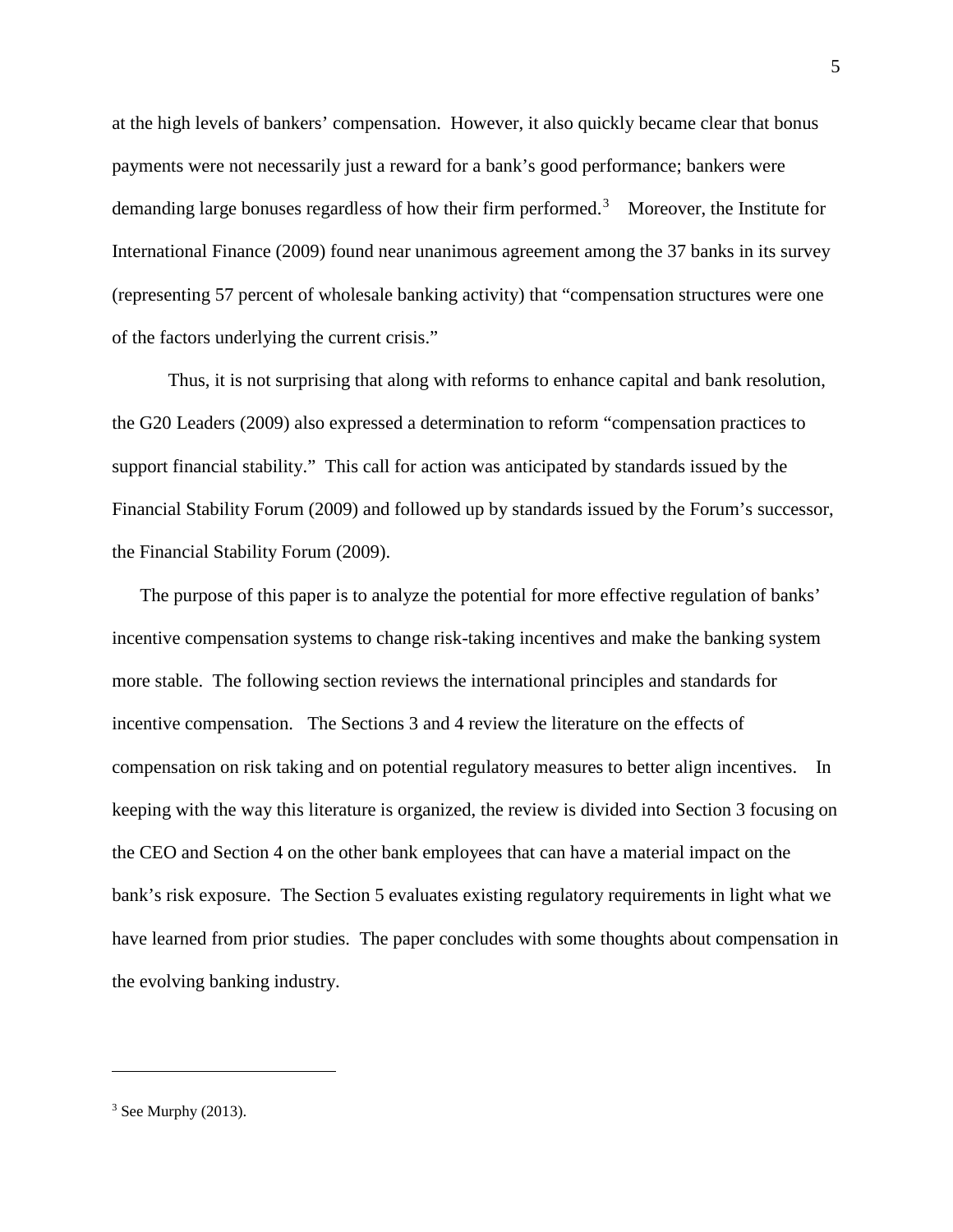at the high levels of bankers' compensation. However, it also quickly became clear that bonus payments were not necessarily just a reward for a bank's good performance; bankers were demanding large bonuses regardless of how their firm performed.[3] Moreover, the Institute for International Finance (2009) found near unanimous agreement among the 37 banks in its survey (representing 57 percent of wholesale banking activity) that "compensation structures were one of the factors underlying the current crisis."

Thus, it is not surprising that along with reforms to enhance capital and bank resolution, the G20 Leaders (2009) also expressed a determination to reform "compensation practices to support financial stability." This call for action was anticipated by standards issued by the Financial Stability Forum (2009) and followed up by standards issued by the Forum's successor, the Financial Stability Forum (2009).

The purpose of this paper is to analyze the potential for more effective regulation of banks' incentive compensation systems to change risk-taking incentives and make the banking system more stable. The following section reviews the international principles and standards for incentive compensation. The Sections 3 and 4 review the literature on the effects of compensation on risk taking and on potential regulatory measures to better align incentives. In keeping with the way this literature is organized, the review is divided into Section 3 focusing on the CEO and Section 4 on the other bank employees that can have a material impact on the bank's risk exposure. The Section 5 evaluates existing regulatory requirements in light what we have learned from prior studies. The paper concludes with some thoughts about compensation in the evolving banking industry.

---

[3] See Murphy (2013).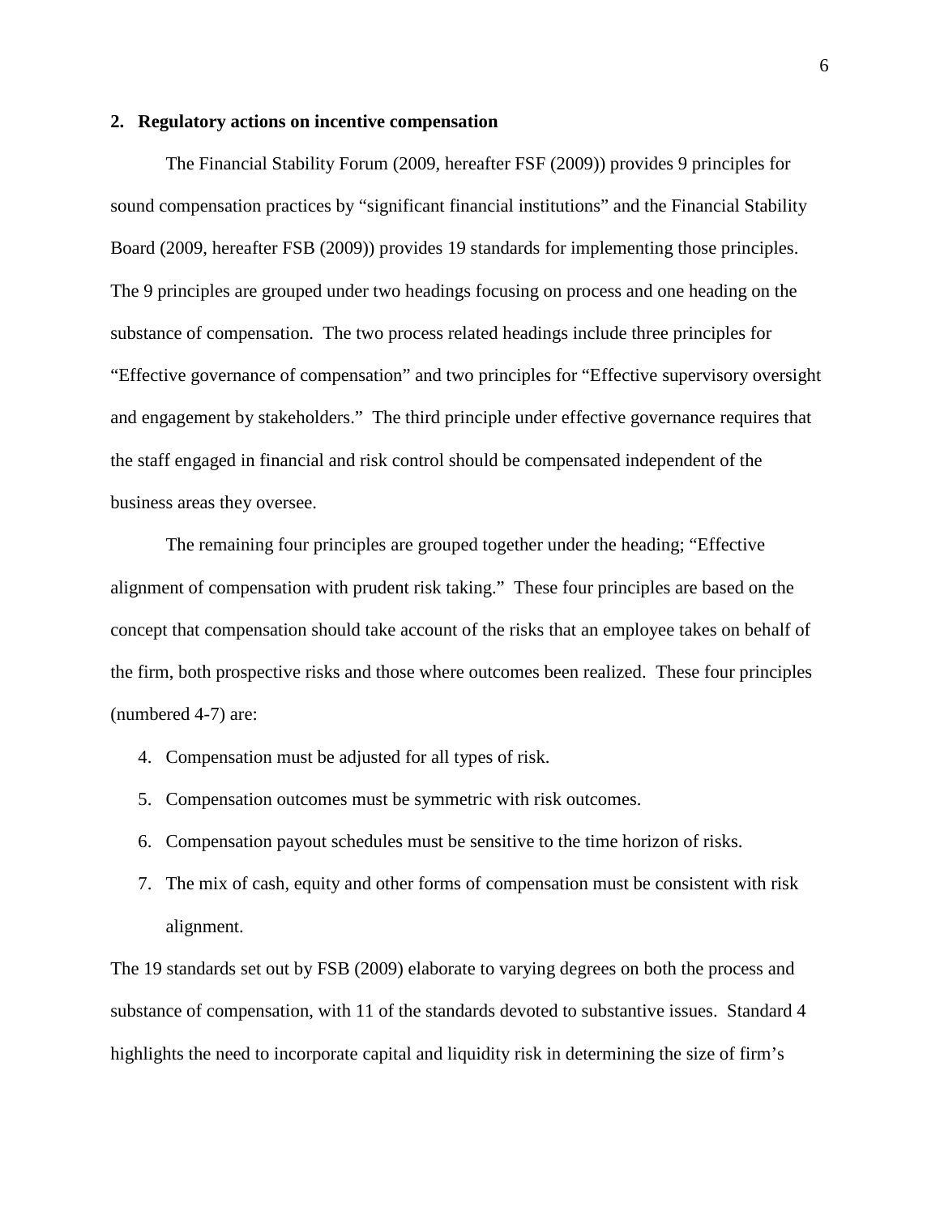## 2. Regulatory actions on incentive compensation

The Financial Stability Forum (2009, hereafter FSF (2009)) provides 9 principles for sound compensation practices by "significant financial institutions" and the Financial Stability Board (2009, hereafter FSB (2009)) provides 19 standards for implementing those principles. The 9 principles are grouped under two headings focusing on process and one heading on the substance of compensation. The two process related headings include three principles for "Effective governance of compensation" and two principles for "Effective supervisory oversight and engagement by stakeholders." The third principle under effective governance requires that the staff engaged in financial and risk control should be compensated independent of the business areas they oversee.

The remaining four principles are grouped together under the heading; "Effective alignment of compensation with prudent risk taking." These four principles are based on the concept that compensation should take account of the risks that an employee takes on behalf of the firm, both prospective risks and those where outcomes been realized. These four principles (numbered 4-7) are:

4. Compensation must be adjusted for all types of risk.
5. Compensation outcomes must be symmetric with risk outcomes.
6. Compensation payout schedules must be sensitive to the time horizon of risks.
7. The mix of cash, equity and other forms of compensation must be consistent with risk alignment.

The 19 standards set out by FSB (2009) elaborate to varying degrees on both the process and substance of compensation, with 11 of the standards devoted to substantive issues. Standard 4 highlights the need to incorporate capital and liquidity risk in determining the size of firm's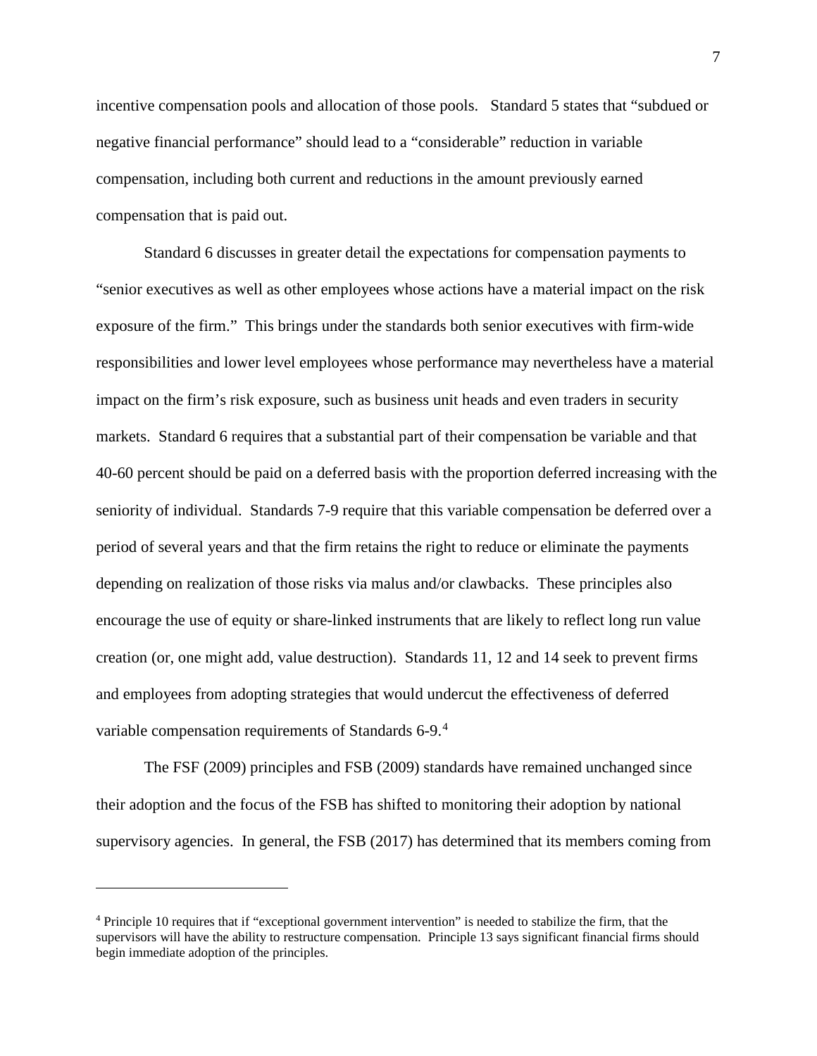incentive compensation pools and allocation of those pools. Standard 5 states that "subdued or negative financial performance" should lead to a "considerable" reduction in variable compensation, including both current and reductions in the amount previously earned compensation that is paid out.

Standard 6 discusses in greater detail the expectations for compensation payments to "senior executives as well as other employees whose actions have a material impact on the risk exposure of the firm." This brings under the standards both senior executives with firm-wide responsibilities and lower level employees whose performance may nevertheless have a material impact on the firm's risk exposure, such as business unit heads and even traders in security markets. Standard 6 requires that a substantial part of their compensation be variable and that 40-60 percent should be paid on a deferred basis with the proportion deferred increasing with the seniority of individual. Standards 7-9 require that this variable compensation be deferred over a period of several years and that the firm retains the right to reduce or eliminate the payments depending on realization of those risks via malus and/or clawbacks. These principles also encourage the use of equity or share-linked instruments that are likely to reflect long run value creation (or, one might add, value destruction). Standards 11, 12 and 14 seek to prevent firms and employees from adopting strategies that would undercut the effectiveness of deferred variable compensation requirements of Standards 6-9.[4]

The FSF (2009) principles and FSB (2009) standards have remained unchanged since their adoption and the focus of the FSB has shifted to monitoring their adoption by national supervisory agencies. In general, the FSB (2017) has determined that its members coming from

[4] Principle 10 requires that if "exceptional government intervention" is needed to stabilize the firm, that the supervisors will have the ability to restructure compensation. Principle 13 says significant financial firms should begin immediate adoption of the principles.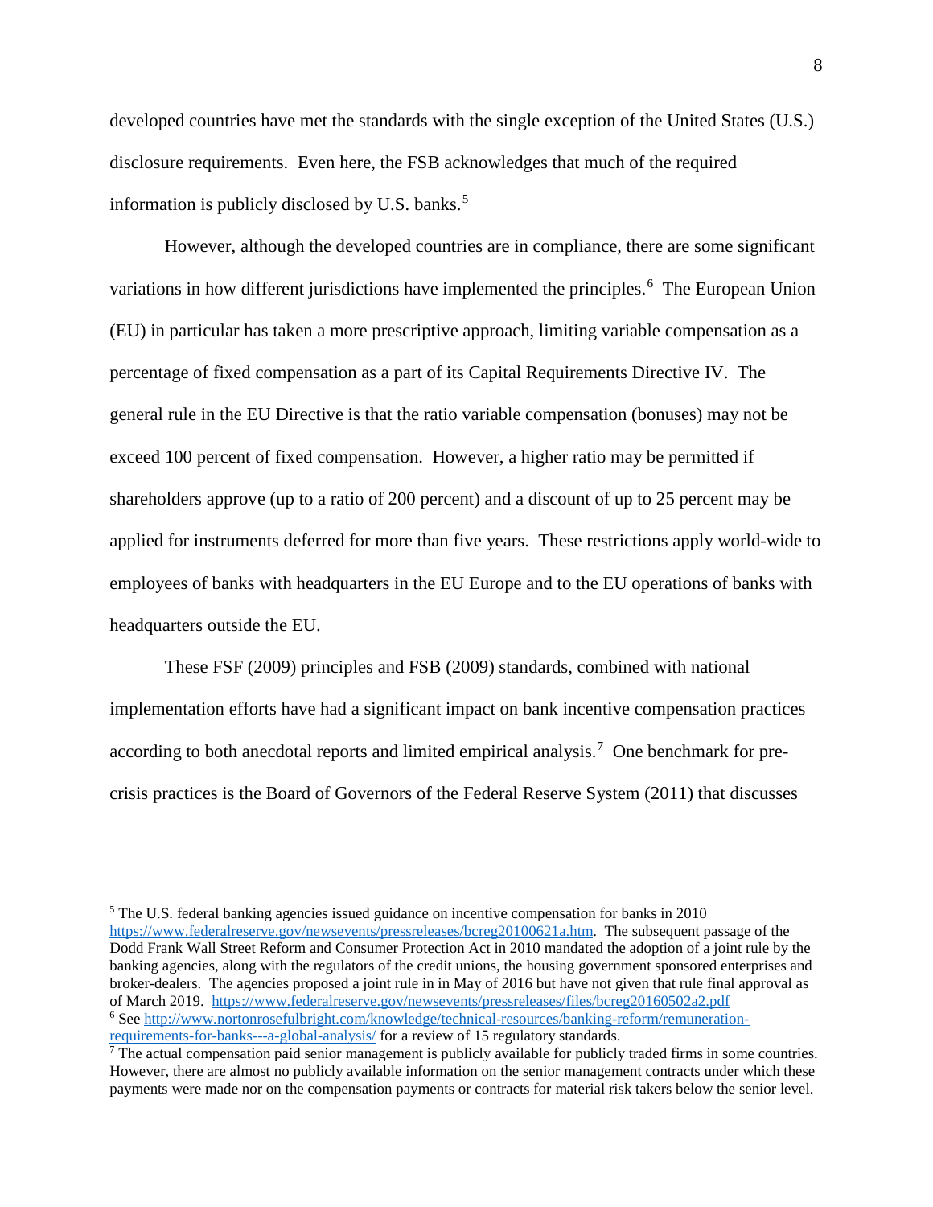developed countries have met the standards with the single exception of the United States (U.S.) disclosure requirements. Even here, the FSB acknowledges that much of the required information is publicly disclosed by U.S. banks.[5]

However, although the developed countries are in compliance, there are some significant variations in how different jurisdictions have implemented the principles.[6] The European Union (EU) in particular has taken a more prescriptive approach, limiting variable compensation as a percentage of fixed compensation as a part of its Capital Requirements Directive IV. The general rule in the EU Directive is that the ratio variable compensation (bonuses) may not be exceed 100 percent of fixed compensation. However, a higher ratio may be permitted if shareholders approve (up to a ratio of 200 percent) and a discount of up to 25 percent may be applied for instruments deferred for more than five years. These restrictions apply world-wide to employees of banks with headquarters in the EU Europe and to the EU operations of banks with headquarters outside the EU.

These FSF (2009) principles and FSB (2009) standards, combined with national implementation efforts have had a significant impact on bank incentive compensation practices according to both anecdotal reports and limited empirical analysis.[7] One benchmark for pre-crisis practices is the Board of Governors of the Federal Reserve System (2011) that discusses

---

[5] The U.S. federal banking agencies issued guidance on incentive compensation for banks in 2010 https://www.federalreserve.gov/newsevents/pressreleases/bcreg20100621a.htm. The subsequent passage of the Dodd Frank Wall Street Reform and Consumer Protection Act in 2010 mandated the adoption of a joint rule by the banking agencies, along with the regulators of the credit unions, the housing government sponsored enterprises and broker-dealers. The agencies proposed a joint rule in in May of 2016 but have not given that rule final approval as of March 2019. https://www.federalreserve.gov/newsevents/pressreleases/files/bcreg20160502a2.pdf

[6] See http://www.nortonrosefulbright.com/knowledge/technical-resources/banking-reform/remuneration-requirements-for-banks---a-global-analysis/ for a review of 15 regulatory standards.

[7] The actual compensation paid senior management is publicly available for publicly traded firms in some countries. However, there are almost no publicly available information on the senior management contracts under which these payments were made nor on the compensation payments or contracts for material risk takers below the senior level.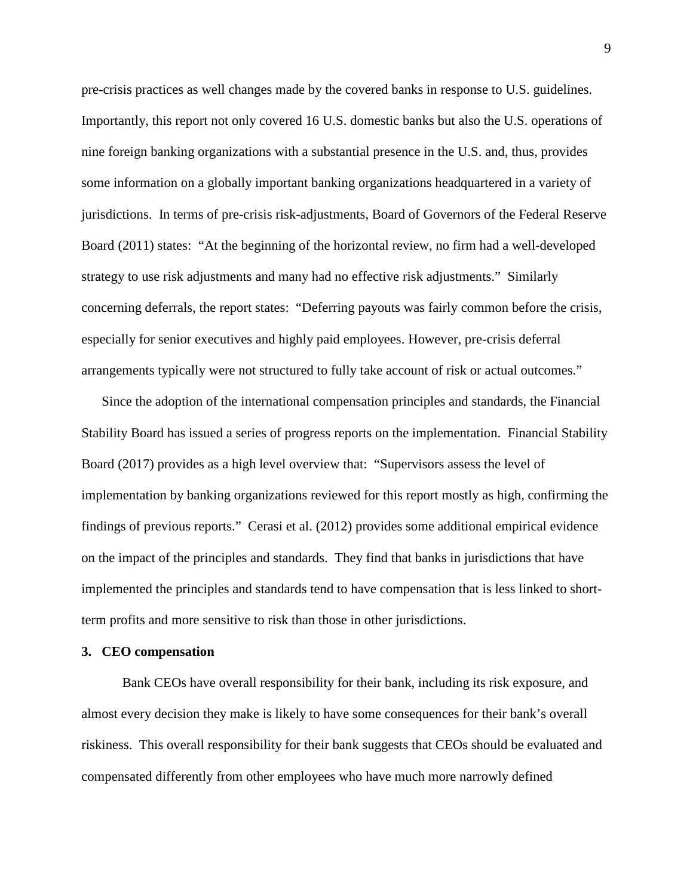pre-crisis practices as well changes made by the covered banks in response to U.S. guidelines. Importantly, this report not only covered 16 U.S. domestic banks but also the U.S. operations of nine foreign banking organizations with a substantial presence in the U.S. and, thus, provides some information on a globally important banking organizations headquartered in a variety of jurisdictions. In terms of pre-crisis risk-adjustments, Board of Governors of the Federal Reserve Board (2011) states: "At the beginning of the horizontal review, no firm had a well-developed strategy to use risk adjustments and many had no effective risk adjustments." Similarly concerning deferrals, the report states: "Deferring payouts was fairly common before the crisis, especially for senior executives and highly paid employees. However, pre-crisis deferral arrangements typically were not structured to fully take account of risk or actual outcomes."

Since the adoption of the international compensation principles and standards, the Financial Stability Board has issued a series of progress reports on the implementation. Financial Stability Board (2017) provides as a high level overview that: "Supervisors assess the level of implementation by banking organizations reviewed for this report mostly as high, confirming the findings of previous reports." Cerasi et al. (2012) provides some additional empirical evidence on the impact of the principles and standards. They find that banks in jurisdictions that have implemented the principles and standards tend to have compensation that is less linked to short-term profits and more sensitive to risk than those in other jurisdictions.

## 3. CEO compensation

Bank CEOs have overall responsibility for their bank, including its risk exposure, and almost every decision they make is likely to have some consequences for their bank's overall riskiness. This overall responsibility for their bank suggests that CEOs should be evaluated and compensated differently from other employees who have much more narrowly defined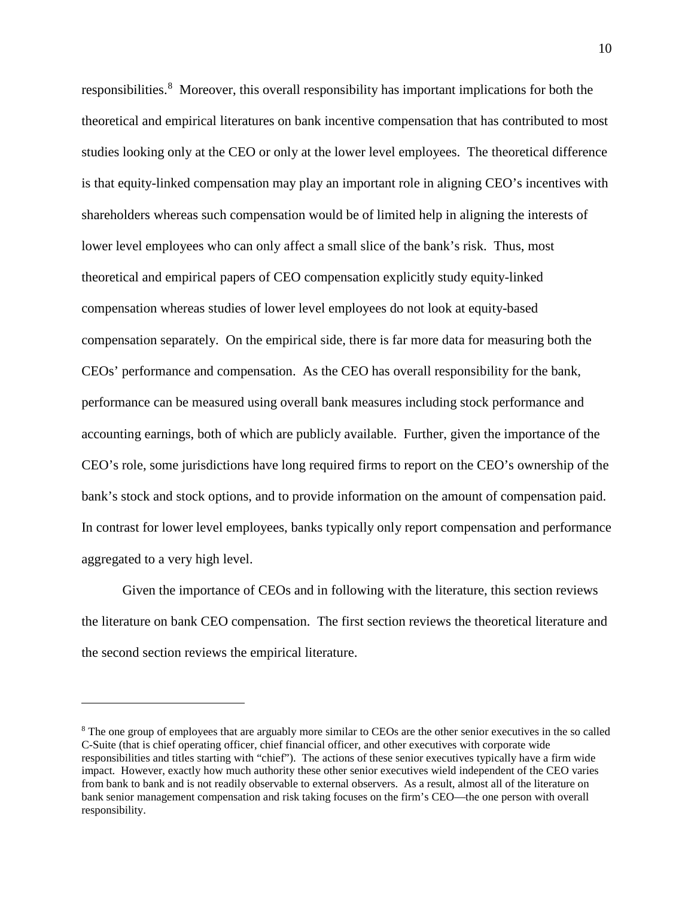responsibilities.[8] Moreover, this overall responsibility has important implications for both the theoretical and empirical literatures on bank incentive compensation that has contributed to most studies looking only at the CEO or only at the lower level employees. The theoretical difference is that equity-linked compensation may play an important role in aligning CEO's incentives with shareholders whereas such compensation would be of limited help in aligning the interests of lower level employees who can only affect a small slice of the bank's risk. Thus, most theoretical and empirical papers of CEO compensation explicitly study equity-linked compensation whereas studies of lower level employees do not look at equity-based compensation separately. On the empirical side, there is far more data for measuring both the CEOs' performance and compensation. As the CEO has overall responsibility for the bank, performance can be measured using overall bank measures including stock performance and accounting earnings, both of which are publicly available. Further, given the importance of the CEO's role, some jurisdictions have long required firms to report on the CEO's ownership of the bank's stock and stock options, and to provide information on the amount of compensation paid. In contrast for lower level employees, banks typically only report compensation and performance aggregated to a very high level.

Given the importance of CEOs and in following with the literature, this section reviews the literature on bank CEO compensation. The first section reviews the theoretical literature and the second section reviews the empirical literature.

---

[8] The one group of employees that are arguably more similar to CEOs are the other senior executives in the so called C-Suite (that is chief operating officer, chief financial officer, and other executives with corporate wide responsibilities and titles starting with "chief"). The actions of these senior executives typically have a firm wide impact. However, exactly how much authority these other senior executives wield independent of the CEO varies from bank to bank and is not readily observable to external observers. As a result, almost all of the literature on bank senior management compensation and risk taking focuses on the firm's CEO—the one person with overall responsibility.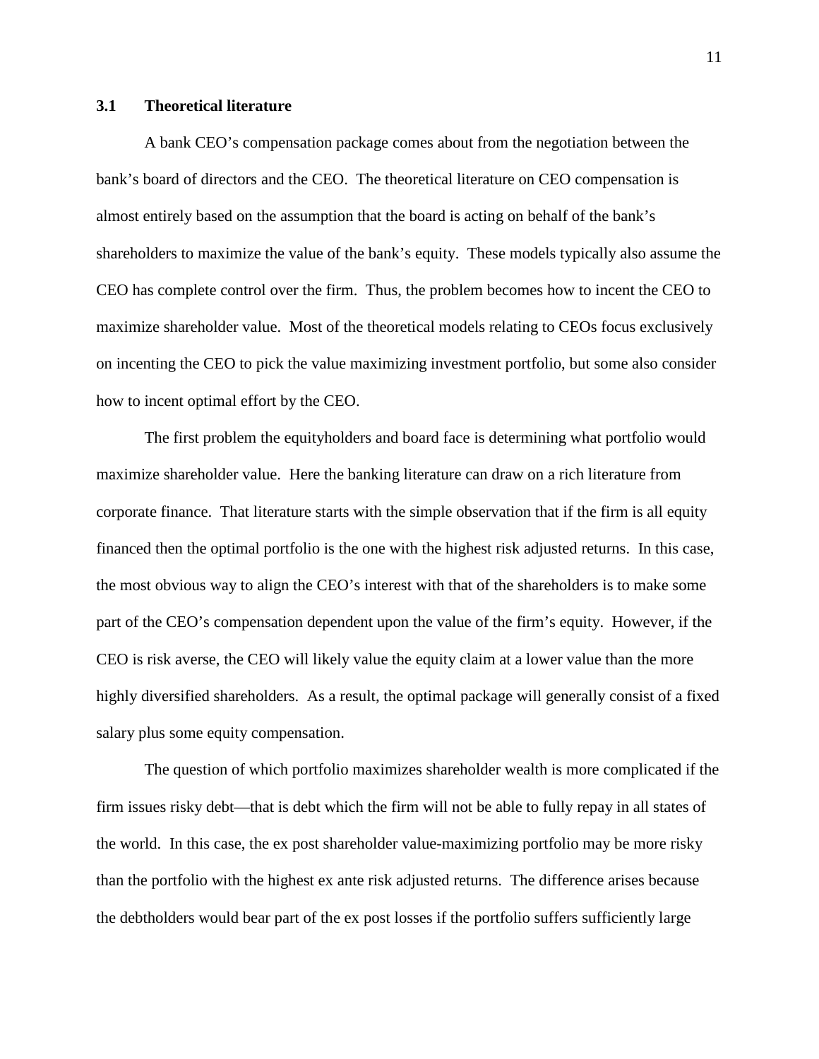### 3.1 Theoretical literature

A bank CEO's compensation package comes about from the negotiation between the bank's board of directors and the CEO. The theoretical literature on CEO compensation is almost entirely based on the assumption that the board is acting on behalf of the bank's shareholders to maximize the value of the bank's equity. These models typically also assume the CEO has complete control over the firm. Thus, the problem becomes how to incent the CEO to maximize shareholder value. Most of the theoretical models relating to CEOs focus exclusively on incenting the CEO to pick the value maximizing investment portfolio, but some also consider how to incent optimal effort by the CEO.

The first problem the equityholders and board face is determining what portfolio would maximize shareholder value. Here the banking literature can draw on a rich literature from corporate finance. That literature starts with the simple observation that if the firm is all equity financed then the optimal portfolio is the one with the highest risk adjusted returns. In this case, the most obvious way to align the CEO's interest with that of the shareholders is to make some part of the CEO's compensation dependent upon the value of the firm's equity. However, if the CEO is risk averse, the CEO will likely value the equity claim at a lower value than the more highly diversified shareholders. As a result, the optimal package will generally consist of a fixed salary plus some equity compensation.

The question of which portfolio maximizes shareholder wealth is more complicated if the firm issues risky debt—that is debt which the firm will not be able to fully repay in all states of the world. In this case, the ex post shareholder value-maximizing portfolio may be more risky than the portfolio with the highest ex ante risk adjusted returns. The difference arises because the debtholders would bear part of the ex post losses if the portfolio suffers sufficiently large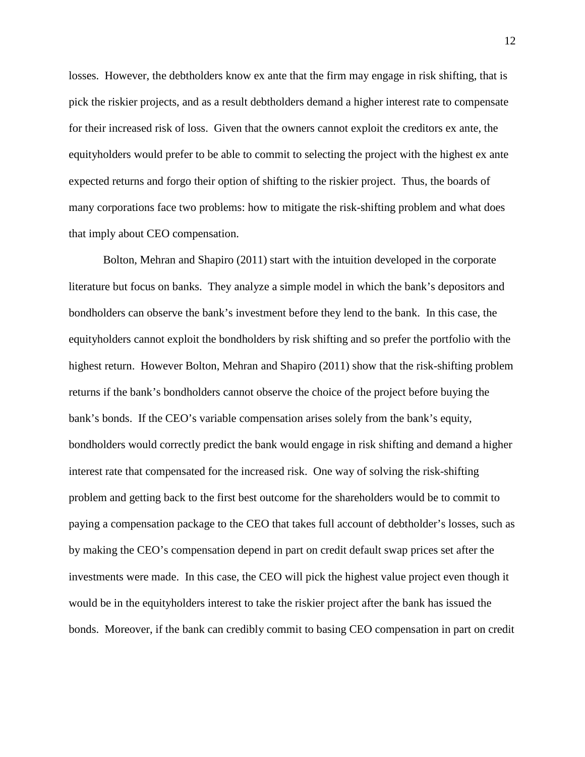losses. However, the debtholders know ex ante that the firm may engage in risk shifting, that is pick the riskier projects, and as a result debtholders demand a higher interest rate to compensate for their increased risk of loss. Given that the owners cannot exploit the creditors ex ante, the equityholders would prefer to be able to commit to selecting the project with the highest ex ante expected returns and forgo their option of shifting to the riskier project. Thus, the boards of many corporations face two problems: how to mitigate the risk-shifting problem and what does that imply about CEO compensation.

Bolton, Mehran and Shapiro (2011) start with the intuition developed in the corporate literature but focus on banks. They analyze a simple model in which the bank's depositors and bondholders can observe the bank's investment before they lend to the bank. In this case, the equityholders cannot exploit the bondholders by risk shifting and so prefer the portfolio with the highest return. However Bolton, Mehran and Shapiro (2011) show that the risk-shifting problem returns if the bank's bondholders cannot observe the choice of the project before buying the bank's bonds. If the CEO's variable compensation arises solely from the bank's equity, bondholders would correctly predict the bank would engage in risk shifting and demand a higher interest rate that compensated for the increased risk. One way of solving the risk-shifting problem and getting back to the first best outcome for the shareholders would be to commit to paying a compensation package to the CEO that takes full account of debtholder's losses, such as by making the CEO's compensation depend in part on credit default swap prices set after the investments were made. In this case, the CEO will pick the highest value project even though it would be in the equityholders interest to take the riskier project after the bank has issued the bonds. Moreover, if the bank can credibly commit to basing CEO compensation in part on credit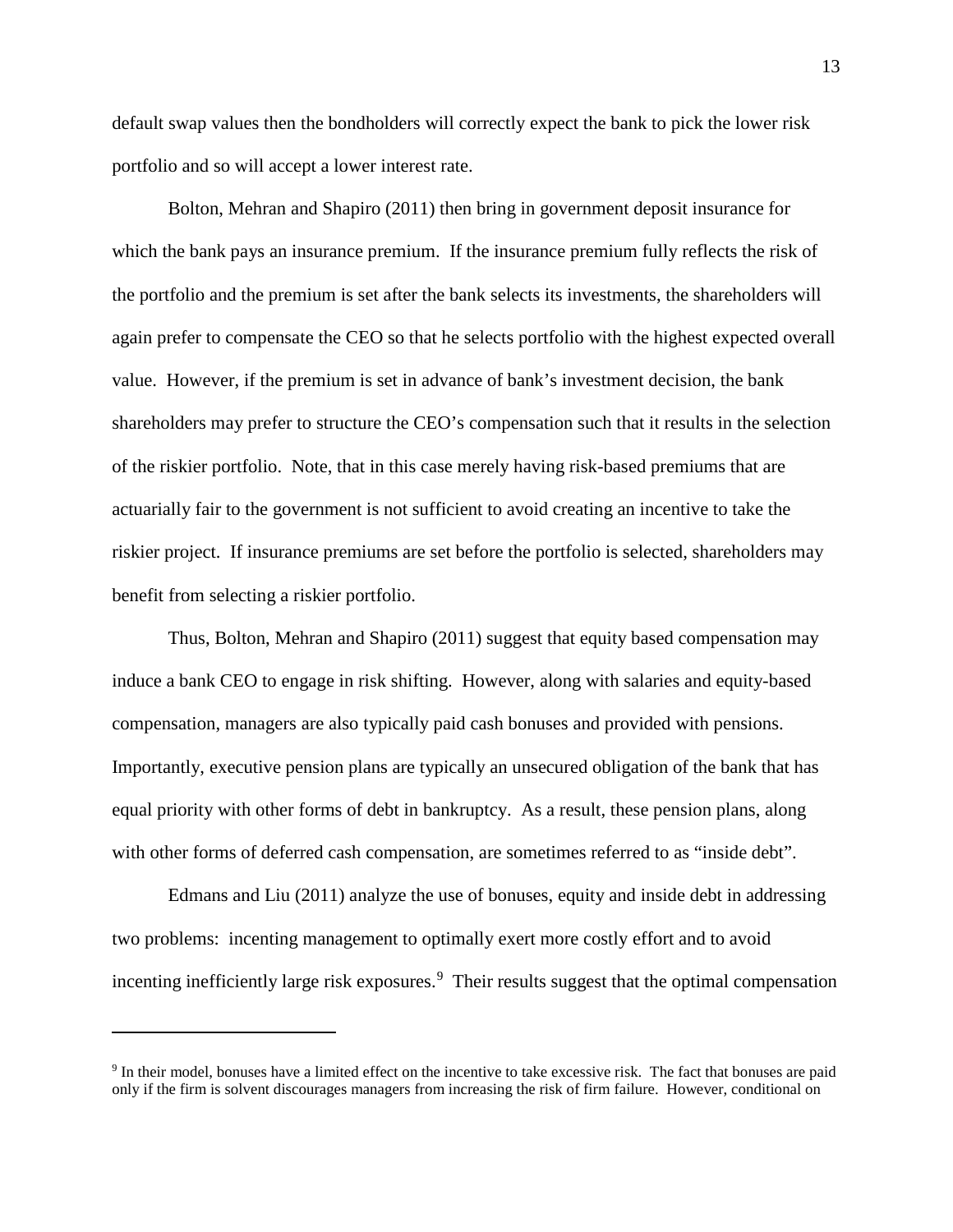default swap values then the bondholders will correctly expect the bank to pick the lower risk portfolio and so will accept a lower interest rate.

Bolton, Mehran and Shapiro (2011) then bring in government deposit insurance for which the bank pays an insurance premium. If the insurance premium fully reflects the risk of the portfolio and the premium is set after the bank selects its investments, the shareholders will again prefer to compensate the CEO so that he selects portfolio with the highest expected overall value. However, if the premium is set in advance of bank's investment decision, the bank shareholders may prefer to structure the CEO's compensation such that it results in the selection of the riskier portfolio. Note, that in this case merely having risk-based premiums that are actuarially fair to the government is not sufficient to avoid creating an incentive to take the riskier project. If insurance premiums are set before the portfolio is selected, shareholders may benefit from selecting a riskier portfolio.

Thus, Bolton, Mehran and Shapiro (2011) suggest that equity based compensation may induce a bank CEO to engage in risk shifting. However, along with salaries and equity-based compensation, managers are also typically paid cash bonuses and provided with pensions. Importantly, executive pension plans are typically an unsecured obligation of the bank that has equal priority with other forms of debt in bankruptcy. As a result, these pension plans, along with other forms of deferred cash compensation, are sometimes referred to as "inside debt".

Edmans and Liu (2011) analyze the use of bonuses, equity and inside debt in addressing two problems: incenting management to optimally exert more costly effort and to avoid incenting inefficiently large risk exposures.[9] Their results suggest that the optimal compensation

[9] In their model, bonuses have a limited effect on the incentive to take excessive risk. The fact that bonuses are paid only if the firm is solvent discourages managers from increasing the risk of firm failure. However, conditional on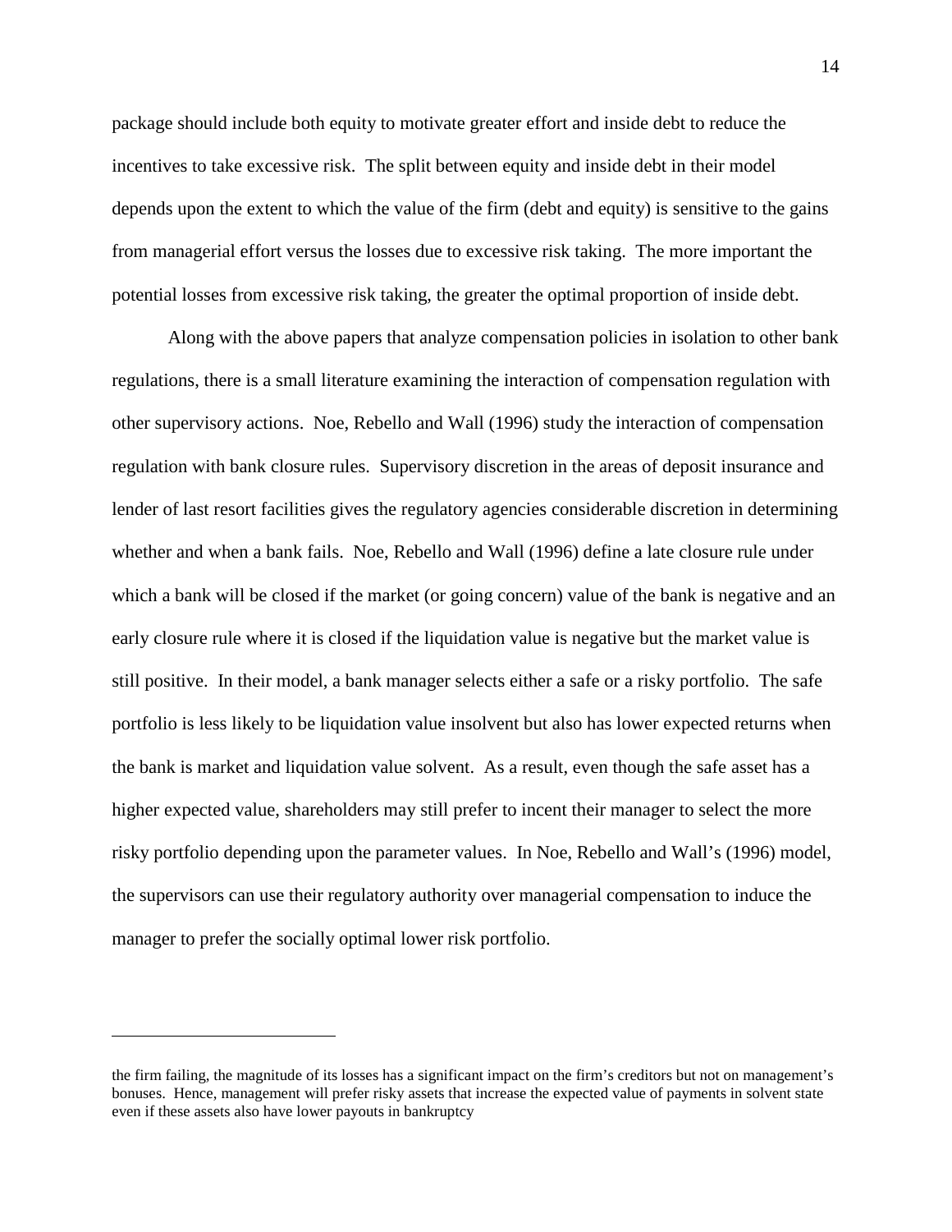package should include both equity to motivate greater effort and inside debt to reduce the incentives to take excessive risk. The split between equity and inside debt in their model depends upon the extent to which the value of the firm (debt and equity) is sensitive to the gains from managerial effort versus the losses due to excessive risk taking. The more important the potential losses from excessive risk taking, the greater the optimal proportion of inside debt.

Along with the above papers that analyze compensation policies in isolation to other bank regulations, there is a small literature examining the interaction of compensation regulation with other supervisory actions. Noe, Rebello and Wall (1996) study the interaction of compensation regulation with bank closure rules. Supervisory discretion in the areas of deposit insurance and lender of last resort facilities gives the regulatory agencies considerable discretion in determining whether and when a bank fails. Noe, Rebello and Wall (1996) define a late closure rule under which a bank will be closed if the market (or going concern) value of the bank is negative and an early closure rule where it is closed if the liquidation value is negative but the market value is still positive. In their model, a bank manager selects either a safe or a risky portfolio. The safe portfolio is less likely to be liquidation value insolvent but also has lower expected returns when the bank is market and liquidation value solvent. As a result, even though the safe asset has a higher expected value, shareholders may still prefer to incent their manager to select the more risky portfolio depending upon the parameter values. In Noe, Rebello and Wall's (1996) model, the supervisors can use their regulatory authority over managerial compensation to induce the manager to prefer the socially optimal lower risk portfolio.

---

the firm failing, the magnitude of its losses has a significant impact on the firm's creditors but not on management's bonuses. Hence, management will prefer risky assets that increase the expected value of payments in solvent state even if these assets also have lower payouts in bankruptcy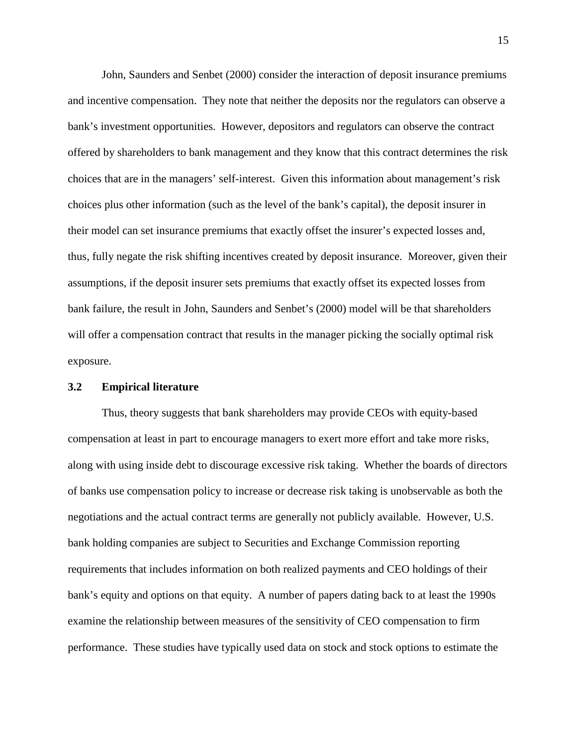John, Saunders and Senbet (2000) consider the interaction of deposit insurance premiums and incentive compensation. They note that neither the deposits nor the regulators can observe a bank's investment opportunities. However, depositors and regulators can observe the contract offered by shareholders to bank management and they know that this contract determines the risk choices that are in the managers' self-interest. Given this information about management's risk choices plus other information (such as the level of the bank's capital), the deposit insurer in their model can set insurance premiums that exactly offset the insurer's expected losses and, thus, fully negate the risk shifting incentives created by deposit insurance. Moreover, given their assumptions, if the deposit insurer sets premiums that exactly offset its expected losses from bank failure, the result in John, Saunders and Senbet's (2000) model will be that shareholders will offer a compensation contract that results in the manager picking the socially optimal risk exposure.

### 3.2 Empirical literature

Thus, theory suggests that bank shareholders may provide CEOs with equity-based compensation at least in part to encourage managers to exert more effort and take more risks, along with using inside debt to discourage excessive risk taking. Whether the boards of directors of banks use compensation policy to increase or decrease risk taking is unobservable as both the negotiations and the actual contract terms are generally not publicly available. However, U.S. bank holding companies are subject to Securities and Exchange Commission reporting requirements that includes information on both realized payments and CEO holdings of their bank's equity and options on that equity. A number of papers dating back to at least the 1990s examine the relationship between measures of the sensitivity of CEO compensation to firm performance. These studies have typically used data on stock and stock options to estimate the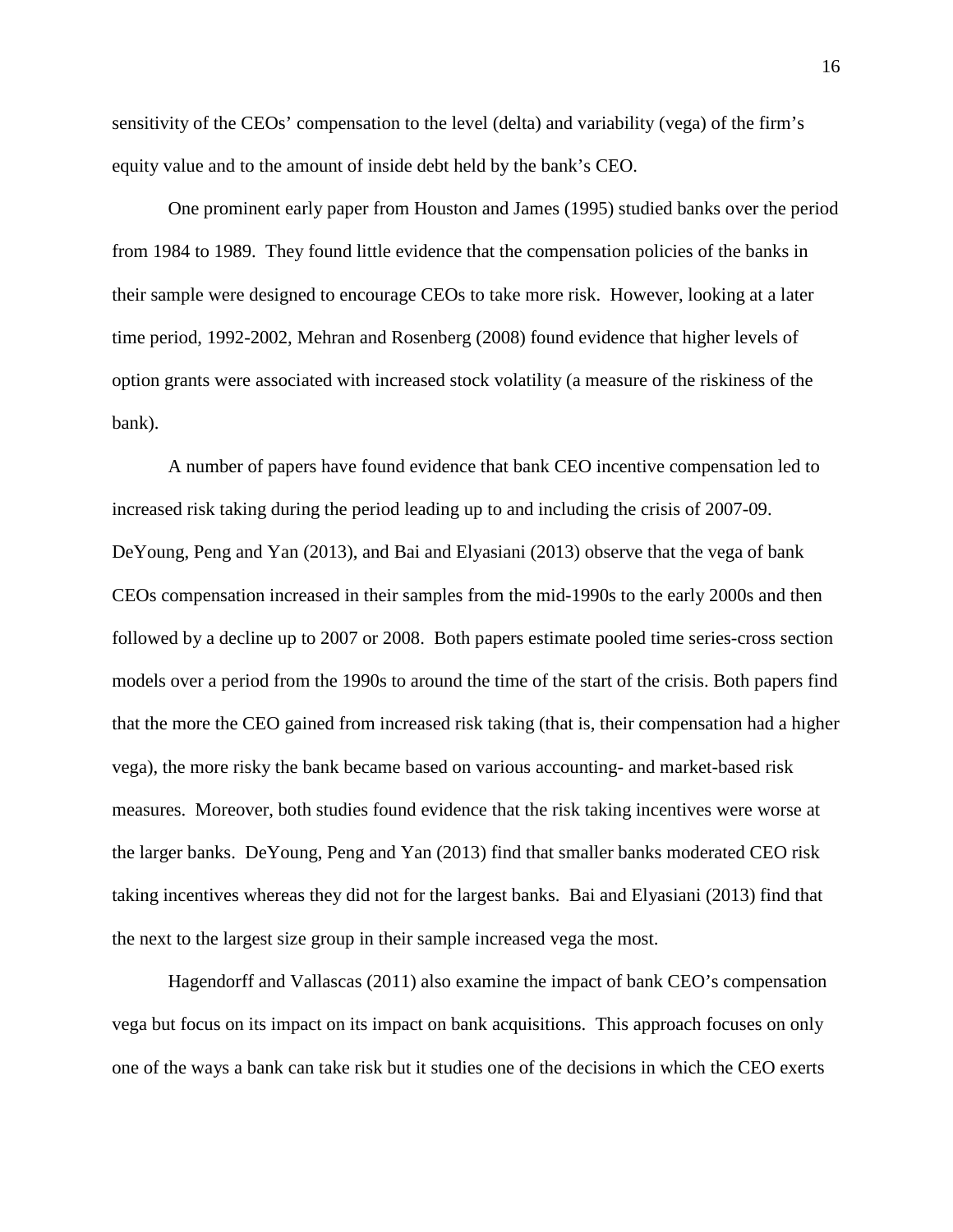sensitivity of the CEOs' compensation to the level (delta) and variability (vega) of the firm's equity value and to the amount of inside debt held by the bank's CEO.

One prominent early paper from Houston and James (1995) studied banks over the period from 1984 to 1989. They found little evidence that the compensation policies of the banks in their sample were designed to encourage CEOs to take more risk. However, looking at a later time period, 1992-2002, Mehran and Rosenberg (2008) found evidence that higher levels of option grants were associated with increased stock volatility (a measure of the riskiness of the bank).

A number of papers have found evidence that bank CEO incentive compensation led to increased risk taking during the period leading up to and including the crisis of 2007-09. DeYoung, Peng and Yan (2013), and Bai and Elyasiani (2013) observe that the vega of bank CEOs compensation increased in their samples from the mid-1990s to the early 2000s and then followed by a decline up to 2007 or 2008. Both papers estimate pooled time series-cross section models over a period from the 1990s to around the time of the start of the crisis. Both papers find that the more the CEO gained from increased risk taking (that is, their compensation had a higher vega), the more risky the bank became based on various accounting- and market-based risk measures. Moreover, both studies found evidence that the risk taking incentives were worse at the larger banks. DeYoung, Peng and Yan (2013) find that smaller banks moderated CEO risk taking incentives whereas they did not for the largest banks. Bai and Elyasiani (2013) find that the next to the largest size group in their sample increased vega the most.

Hagendorff and Vallascas (2011) also examine the impact of bank CEO's compensation vega but focus on its impact on its impact on bank acquisitions. This approach focuses on only one of the ways a bank can take risk but it studies one of the decisions in which the CEO exerts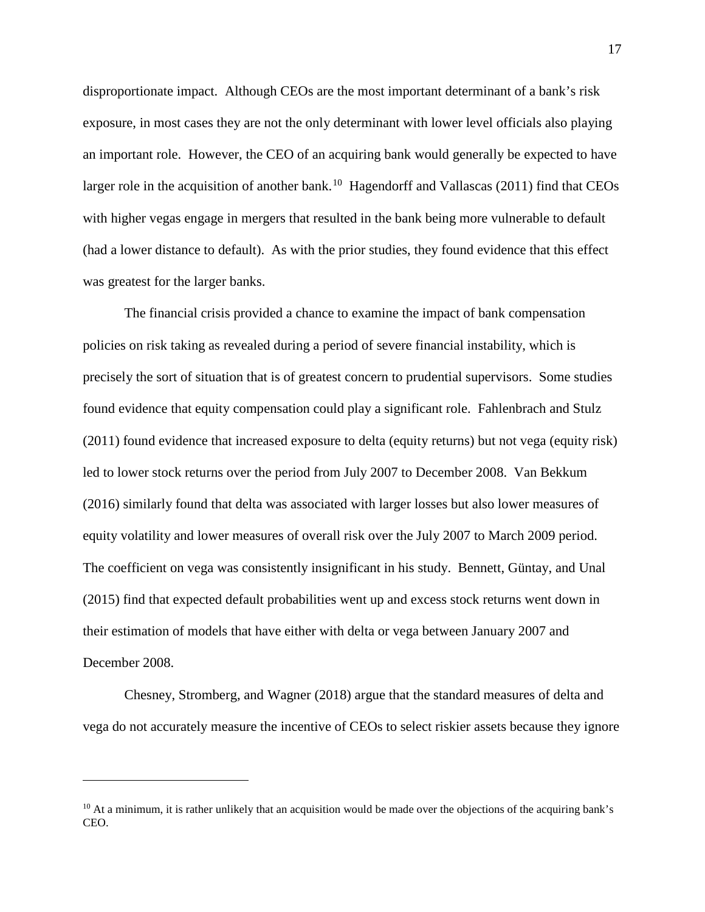disproportionate impact. Although CEOs are the most important determinant of a bank's risk exposure, in most cases they are not the only determinant with lower level officials also playing an important role. However, the CEO of an acquiring bank would generally be expected to have larger role in the acquisition of another bank.[10] Hagendorff and Vallascas (2011) find that CEOs with higher vegas engage in mergers that resulted in the bank being more vulnerable to default (had a lower distance to default). As with the prior studies, they found evidence that this effect was greatest for the larger banks.

The financial crisis provided a chance to examine the impact of bank compensation policies on risk taking as revealed during a period of severe financial instability, which is precisely the sort of situation that is of greatest concern to prudential supervisors. Some studies found evidence that equity compensation could play a significant role. Fahlenbrach and Stulz (2011) found evidence that increased exposure to delta (equity returns) but not vega (equity risk) led to lower stock returns over the period from July 2007 to December 2008. Van Bekkum (2016) similarly found that delta was associated with larger losses but also lower measures of equity volatility and lower measures of overall risk over the July 2007 to March 2009 period. The coefficient on vega was consistently insignificant in his study. Bennett, Güntay, and Unal (2015) find that expected default probabilities went up and excess stock returns went down in their estimation of models that have either with delta or vega between January 2007 and December 2008.

Chesney, Stromberg, and Wagner (2018) argue that the standard measures of delta and vega do not accurately measure the incentive of CEOs to select riskier assets because they ignore

---

[10] At a minimum, it is rather unlikely that an acquisition would be made over the objections of the acquiring bank's CEO.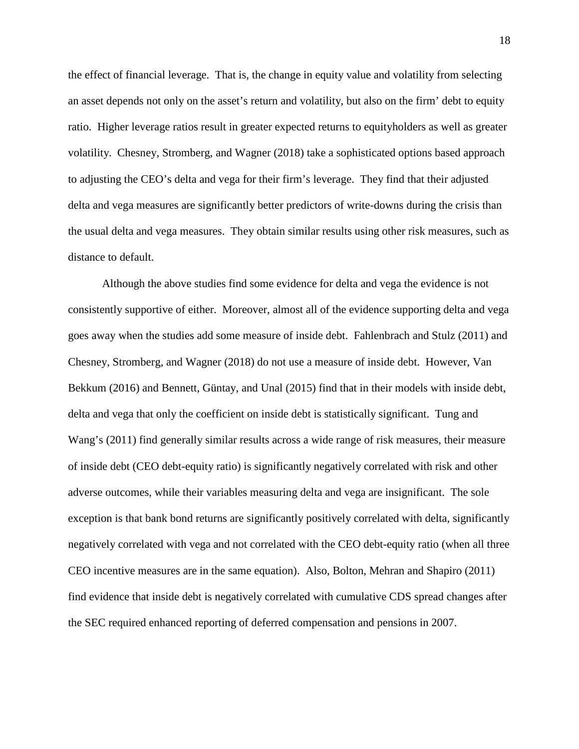the effect of financial leverage. That is, the change in equity value and volatility from selecting an asset depends not only on the asset's return and volatility, but also on the firm' debt to equity ratio. Higher leverage ratios result in greater expected returns to equityholders as well as greater volatility. Chesney, Stromberg, and Wagner (2018) take a sophisticated options based approach to adjusting the CEO's delta and vega for their firm's leverage. They find that their adjusted delta and vega measures are significantly better predictors of write-downs during the crisis than the usual delta and vega measures. They obtain similar results using other risk measures, such as distance to default.

Although the above studies find some evidence for delta and vega the evidence is not consistently supportive of either. Moreover, almost all of the evidence supporting delta and vega goes away when the studies add some measure of inside debt. Fahlenbrach and Stulz (2011) and Chesney, Stromberg, and Wagner (2018) do not use a measure of inside debt. However, Van Bekkum (2016) and Bennett, Güntay, and Unal (2015) find that in their models with inside debt, delta and vega that only the coefficient on inside debt is statistically significant. Tung and Wang's (2011) find generally similar results across a wide range of risk measures, their measure of inside debt (CEO debt-equity ratio) is significantly negatively correlated with risk and other adverse outcomes, while their variables measuring delta and vega are insignificant. The sole exception is that bank bond returns are significantly positively correlated with delta, significantly negatively correlated with vega and not correlated with the CEO debt-equity ratio (when all three CEO incentive measures are in the same equation). Also, Bolton, Mehran and Shapiro (2011) find evidence that inside debt is negatively correlated with cumulative CDS spread changes after the SEC required enhanced reporting of deferred compensation and pensions in 2007.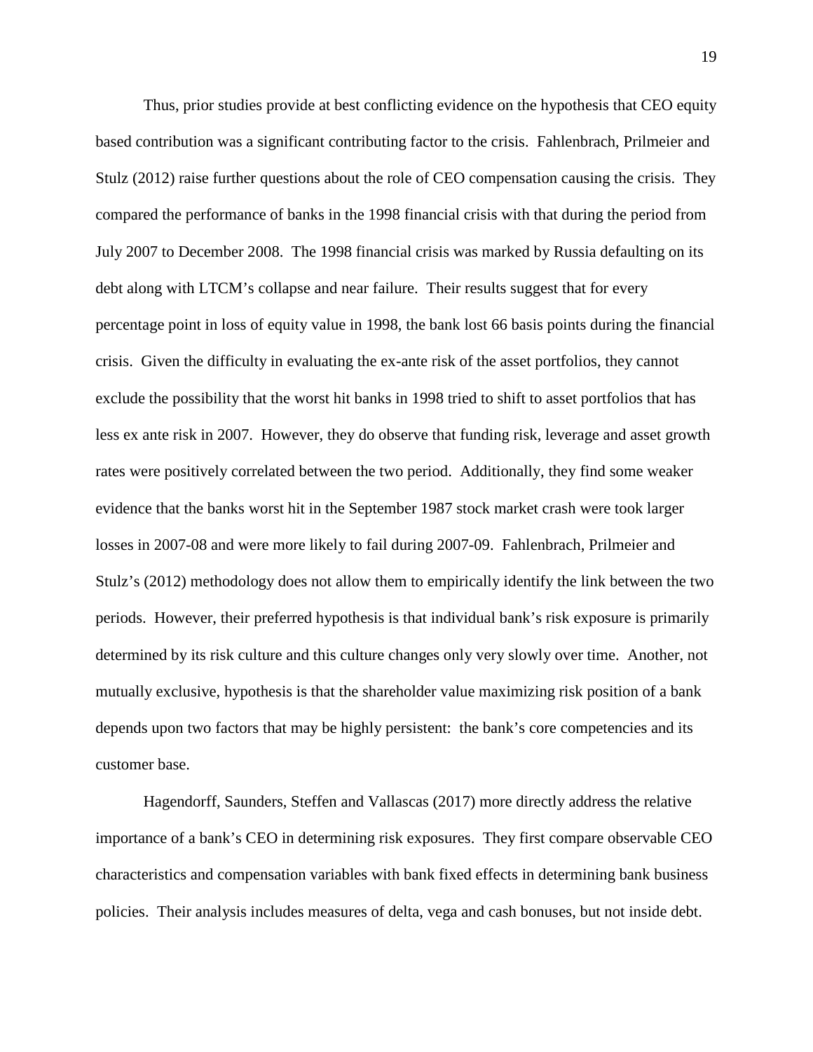Thus, prior studies provide at best conflicting evidence on the hypothesis that CEO equity based contribution was a significant contributing factor to the crisis. Fahlenbrach, Prilmeier and Stulz (2012) raise further questions about the role of CEO compensation causing the crisis. They compared the performance of banks in the 1998 financial crisis with that during the period from July 2007 to December 2008. The 1998 financial crisis was marked by Russia defaulting on its debt along with LTCM's collapse and near failure. Their results suggest that for every percentage point in loss of equity value in 1998, the bank lost 66 basis points during the financial crisis. Given the difficulty in evaluating the ex-ante risk of the asset portfolios, they cannot exclude the possibility that the worst hit banks in 1998 tried to shift to asset portfolios that has less ex ante risk in 2007. However, they do observe that funding risk, leverage and asset growth rates were positively correlated between the two period. Additionally, they find some weaker evidence that the banks worst hit in the September 1987 stock market crash were took larger losses in 2007-08 and were more likely to fail during 2007-09. Fahlenbrach, Prilmeier and Stulz's (2012) methodology does not allow them to empirically identify the link between the two periods. However, their preferred hypothesis is that individual bank's risk exposure is primarily determined by its risk culture and this culture changes only very slowly over time. Another, not mutually exclusive, hypothesis is that the shareholder value maximizing risk position of a bank depends upon two factors that may be highly persistent: the bank's core competencies and its customer base.

Hagendorff, Saunders, Steffen and Vallascas (2017) more directly address the relative importance of a bank's CEO in determining risk exposures. They first compare observable CEO characteristics and compensation variables with bank fixed effects in determining bank business policies. Their analysis includes measures of delta, vega and cash bonuses, but not inside debt.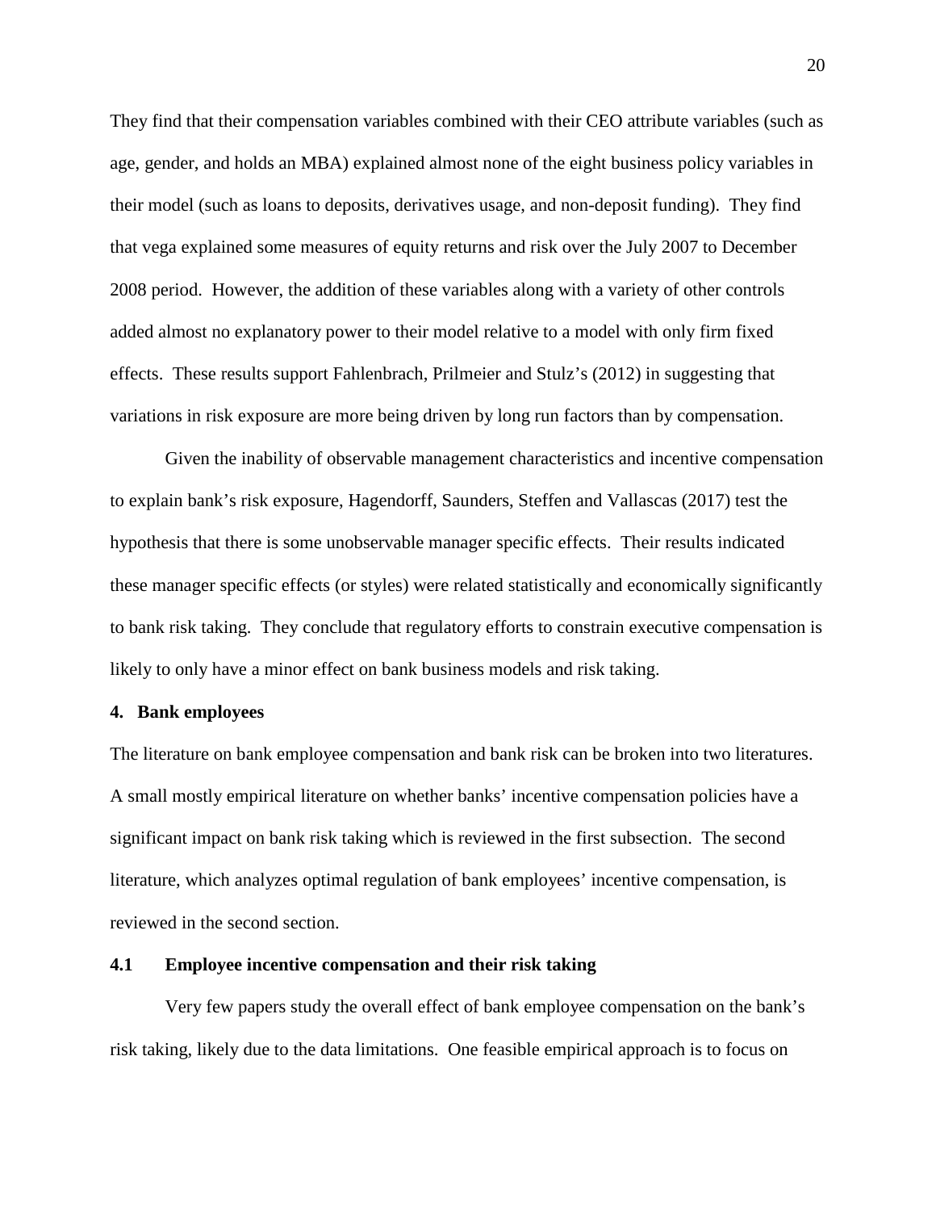They find that their compensation variables combined with their CEO attribute variables (such as age, gender, and holds an MBA) explained almost none of the eight business policy variables in their model (such as loans to deposits, derivatives usage, and non-deposit funding). They find that vega explained some measures of equity returns and risk over the July 2007 to December 2008 period. However, the addition of these variables along with a variety of other controls added almost no explanatory power to their model relative to a model with only firm fixed effects. These results support Fahlenbrach, Prilmeier and Stulz's (2012) in suggesting that variations in risk exposure are more being driven by long run factors than by compensation.

Given the inability of observable management characteristics and incentive compensation to explain bank's risk exposure, Hagendorff, Saunders, Steffen and Vallascas (2017) test the hypothesis that there is some unobservable manager specific effects. Their results indicated these manager specific effects (or styles) were related statistically and economically significantly to bank risk taking. They conclude that regulatory efforts to constrain executive compensation is likely to only have a minor effect on bank business models and risk taking.

## 4. Bank employees

The literature on bank employee compensation and bank risk can be broken into two literatures. A small mostly empirical literature on whether banks' incentive compensation policies have a significant impact on bank risk taking which is reviewed in the first subsection. The second literature, which analyzes optimal regulation of bank employees' incentive compensation, is reviewed in the second section.

### 4.1 Employee incentive compensation and their risk taking

Very few papers study the overall effect of bank employee compensation on the bank's risk taking, likely due to the data limitations. One feasible empirical approach is to focus on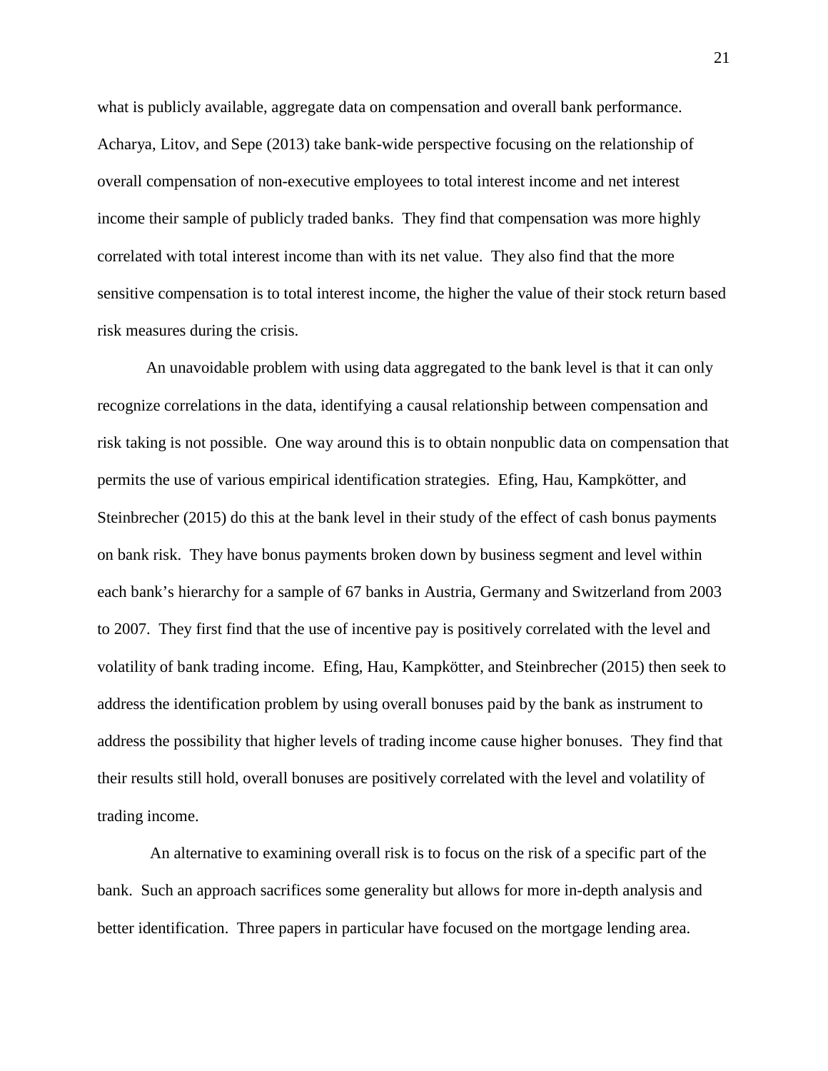what is publicly available, aggregate data on compensation and overall bank performance. Acharya, Litov, and Sepe (2013) take bank-wide perspective focusing on the relationship of overall compensation of non-executive employees to total interest income and net interest income their sample of publicly traded banks. They find that compensation was more highly correlated with total interest income than with its net value. They also find that the more sensitive compensation is to total interest income, the higher the value of their stock return based risk measures during the crisis.

An unavoidable problem with using data aggregated to the bank level is that it can only recognize correlations in the data, identifying a causal relationship between compensation and risk taking is not possible. One way around this is to obtain nonpublic data on compensation that permits the use of various empirical identification strategies. Efing, Hau, Kampkötter, and Steinbrecher (2015) do this at the bank level in their study of the effect of cash bonus payments on bank risk. They have bonus payments broken down by business segment and level within each bank's hierarchy for a sample of 67 banks in Austria, Germany and Switzerland from 2003 to 2007. They first find that the use of incentive pay is positively correlated with the level and volatility of bank trading income. Efing, Hau, Kampkötter, and Steinbrecher (2015) then seek to address the identification problem by using overall bonuses paid by the bank as instrument to address the possibility that higher levels of trading income cause higher bonuses. They find that their results still hold, overall bonuses are positively correlated with the level and volatility of trading income.

An alternative to examining overall risk is to focus on the risk of a specific part of the bank. Such an approach sacrifices some generality but allows for more in-depth analysis and better identification. Three papers in particular have focused on the mortgage lending area.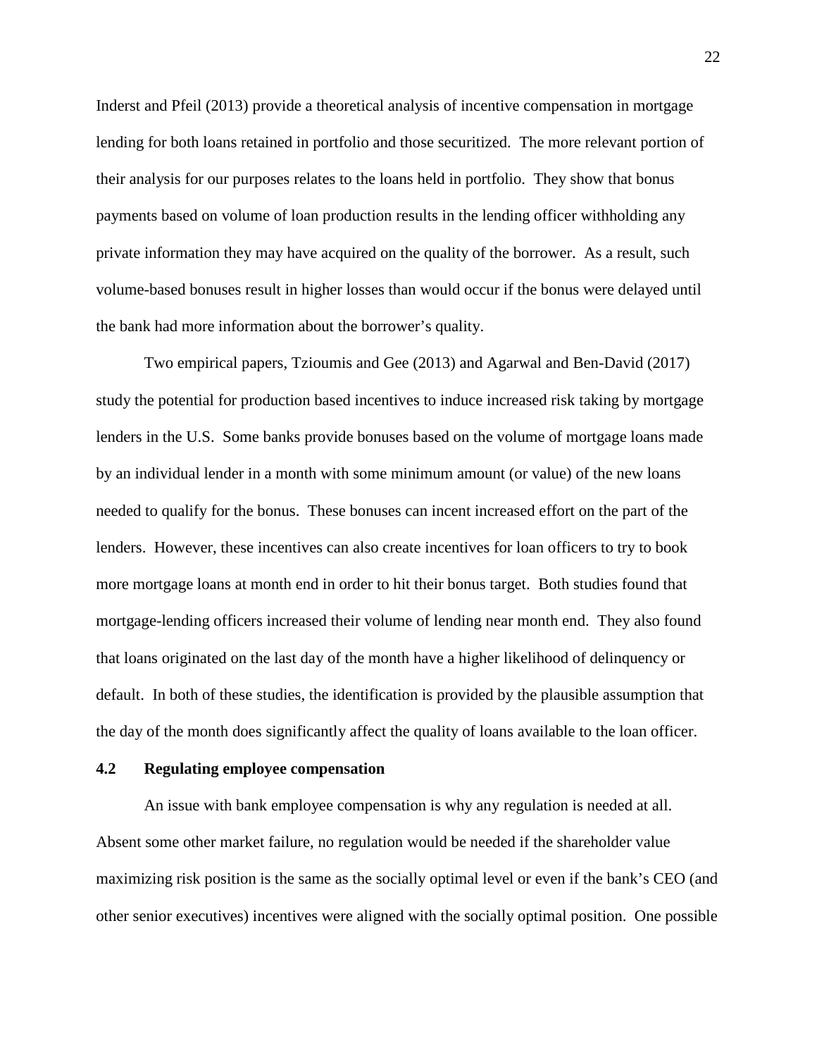Inderst and Pfeil (2013) provide a theoretical analysis of incentive compensation in mortgage lending for both loans retained in portfolio and those securitized. The more relevant portion of their analysis for our purposes relates to the loans held in portfolio. They show that bonus payments based on volume of loan production results in the lending officer withholding any private information they may have acquired on the quality of the borrower. As a result, such volume-based bonuses result in higher losses than would occur if the bonus were delayed until the bank had more information about the borrower's quality.

Two empirical papers, Tzioumis and Gee (2013) and Agarwal and Ben-David (2017) study the potential for production based incentives to induce increased risk taking by mortgage lenders in the U.S. Some banks provide bonuses based on the volume of mortgage loans made by an individual lender in a month with some minimum amount (or value) of the new loans needed to qualify for the bonus. These bonuses can incent increased effort on the part of the lenders. However, these incentives can also create incentives for loan officers to try to book more mortgage loans at month end in order to hit their bonus target. Both studies found that mortgage-lending officers increased their volume of lending near month end. They also found that loans originated on the last day of the month have a higher likelihood of delinquency or default. In both of these studies, the identification is provided by the plausible assumption that the day of the month does significantly affect the quality of loans available to the loan officer.

### 4.2 Regulating employee compensation

An issue with bank employee compensation is why any regulation is needed at all. Absent some other market failure, no regulation would be needed if the shareholder value maximizing risk position is the same as the socially optimal level or even if the bank's CEO (and other senior executives) incentives were aligned with the socially optimal position. One possible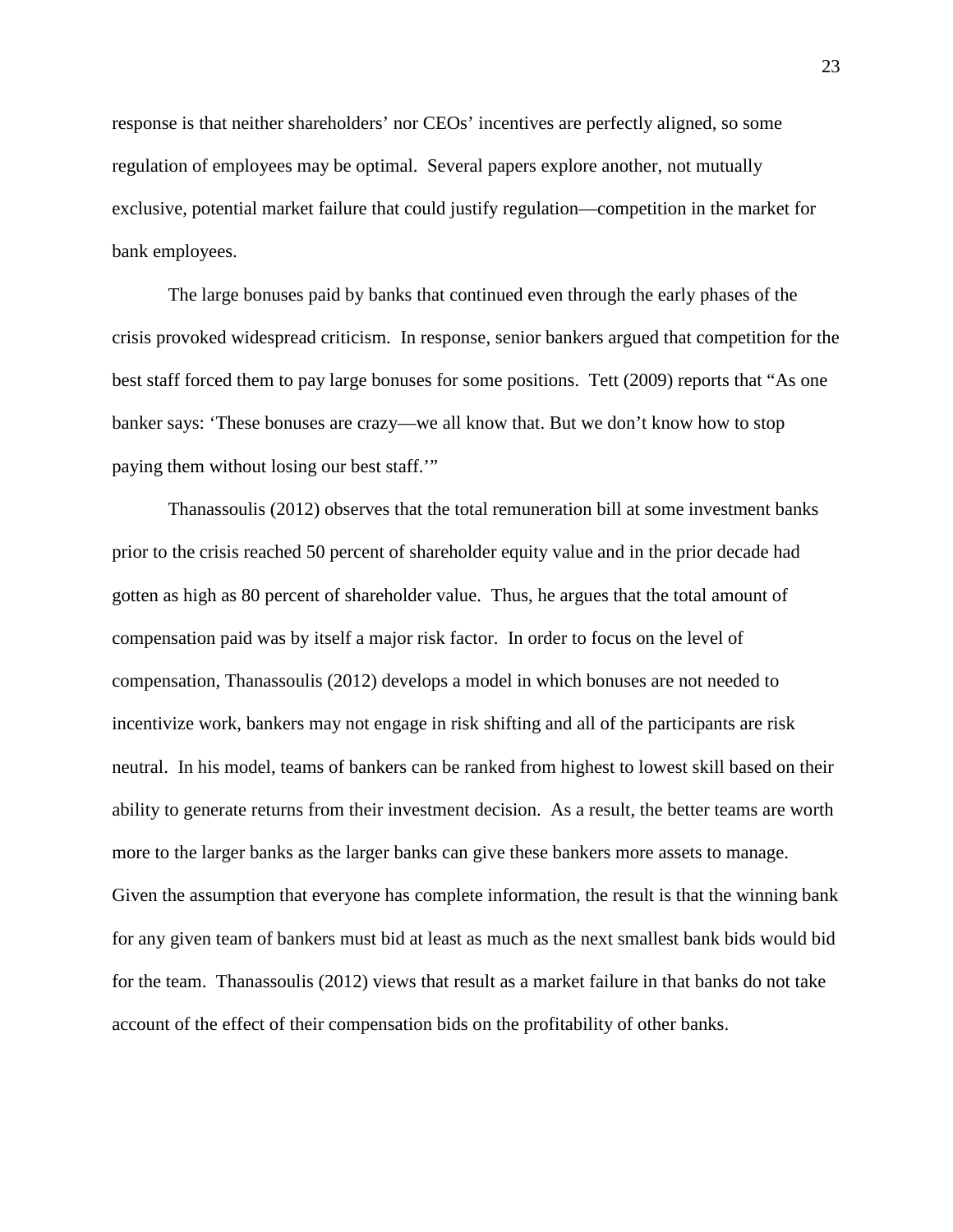response is that neither shareholders' nor CEOs' incentives are perfectly aligned, so some regulation of employees may be optimal. Several papers explore another, not mutually exclusive, potential market failure that could justify regulation—competition in the market for bank employees.

The large bonuses paid by banks that continued even through the early phases of the crisis provoked widespread criticism. In response, senior bankers argued that competition for the best staff forced them to pay large bonuses for some positions. Tett (2009) reports that "As one banker says: 'These bonuses are crazy—we all know that. But we don't know how to stop paying them without losing our best staff.'"

Thanassoulis (2012) observes that the total remuneration bill at some investment banks prior to the crisis reached 50 percent of shareholder equity value and in the prior decade had gotten as high as 80 percent of shareholder value. Thus, he argues that the total amount of compensation paid was by itself a major risk factor. In order to focus on the level of compensation, Thanassoulis (2012) develops a model in which bonuses are not needed to incentivize work, bankers may not engage in risk shifting and all of the participants are risk neutral. In his model, teams of bankers can be ranked from highest to lowest skill based on their ability to generate returns from their investment decision. As a result, the better teams are worth more to the larger banks as the larger banks can give these bankers more assets to manage. Given the assumption that everyone has complete information, the result is that the winning bank for any given team of bankers must bid at least as much as the next smallest bank bids would bid for the team. Thanassoulis (2012) views that result as a market failure in that banks do not take account of the effect of their compensation bids on the profitability of other banks.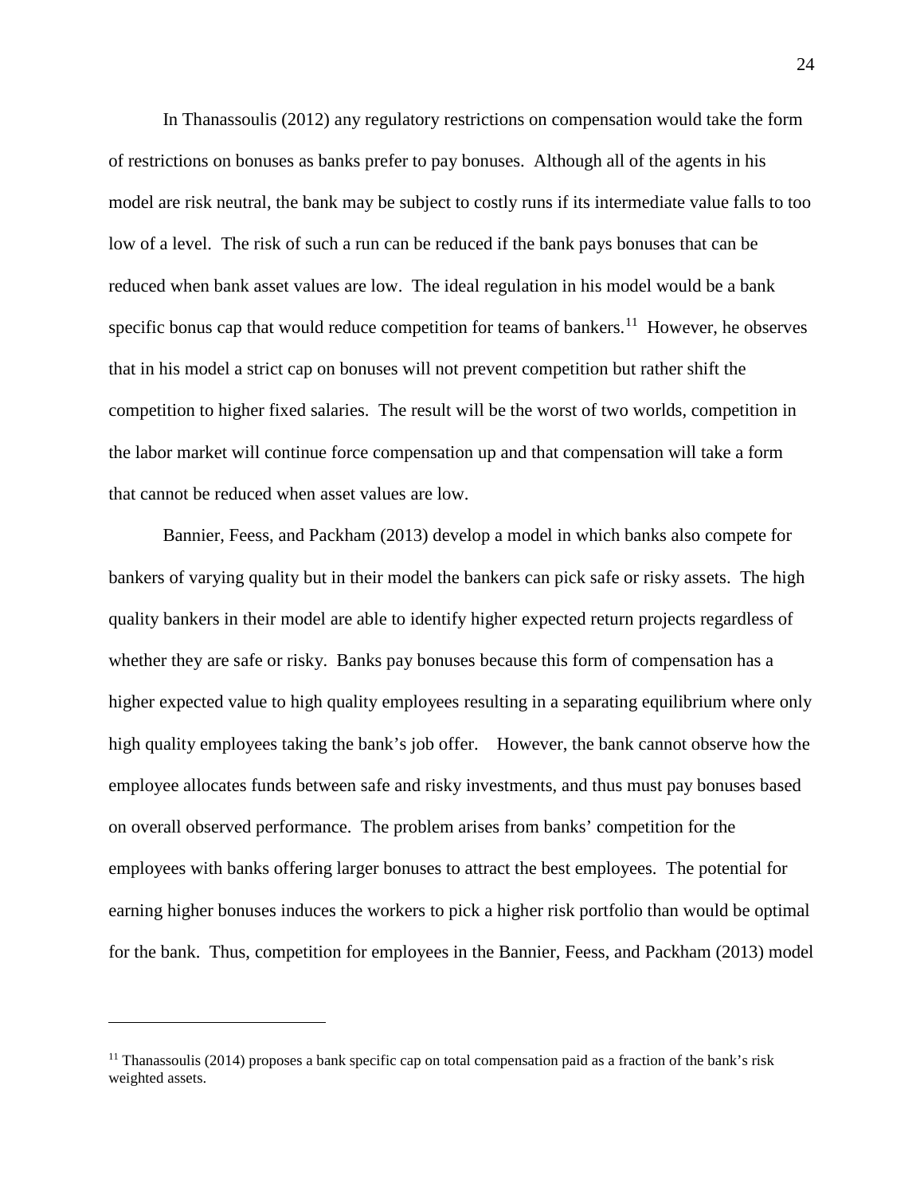In Thanassoulis (2012) any regulatory restrictions on compensation would take the form of restrictions on bonuses as banks prefer to pay bonuses. Although all of the agents in his model are risk neutral, the bank may be subject to costly runs if its intermediate value falls to too low of a level. The risk of such a run can be reduced if the bank pays bonuses that can be reduced when bank asset values are low. The ideal regulation in his model would be a bank specific bonus cap that would reduce competition for teams of bankers.[11] However, he observes that in his model a strict cap on bonuses will not prevent competition but rather shift the competition to higher fixed salaries. The result will be the worst of two worlds, competition in the labor market will continue force compensation up and that compensation will take a form that cannot be reduced when asset values are low.

Bannier, Feess, and Packham (2013) develop a model in which banks also compete for bankers of varying quality but in their model the bankers can pick safe or risky assets. The high quality bankers in their model are able to identify higher expected return projects regardless of whether they are safe or risky. Banks pay bonuses because this form of compensation has a higher expected value to high quality employees resulting in a separating equilibrium where only high quality employees taking the bank's job offer. However, the bank cannot observe how the employee allocates funds between safe and risky investments, and thus must pay bonuses based on overall observed performance. The problem arises from banks' competition for the employees with banks offering larger bonuses to attract the best employees. The potential for earning higher bonuses induces the workers to pick a higher risk portfolio than would be optimal for the bank. Thus, competition for employees in the Bannier, Feess, and Packham (2013) model

[11] Thanassoulis (2014) proposes a bank specific cap on total compensation paid as a fraction of the bank's risk weighted assets.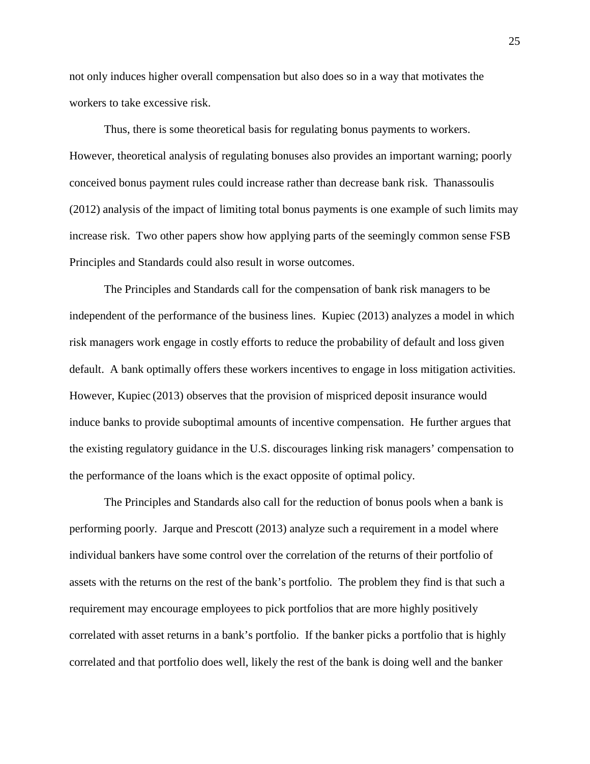not only induces higher overall compensation but also does so in a way that motivates the workers to take excessive risk.

Thus, there is some theoretical basis for regulating bonus payments to workers. However, theoretical analysis of regulating bonuses also provides an important warning; poorly conceived bonus payment rules could increase rather than decrease bank risk. Thanassoulis (2012) analysis of the impact of limiting total bonus payments is one example of such limits may increase risk. Two other papers show how applying parts of the seemingly common sense FSB Principles and Standards could also result in worse outcomes.

The Principles and Standards call for the compensation of bank risk managers to be independent of the performance of the business lines. Kupiec (2013) analyzes a model in which risk managers work engage in costly efforts to reduce the probability of default and loss given default. A bank optimally offers these workers incentives to engage in loss mitigation activities. However, Kupiec (2013) observes that the provision of mispriced deposit insurance would induce banks to provide suboptimal amounts of incentive compensation. He further argues that the existing regulatory guidance in the U.S. discourages linking risk managers' compensation to the performance of the loans which is the exact opposite of optimal policy.

The Principles and Standards also call for the reduction of bonus pools when a bank is performing poorly. Jarque and Prescott (2013) analyze such a requirement in a model where individual bankers have some control over the correlation of the returns of their portfolio of assets with the returns on the rest of the bank's portfolio. The problem they find is that such a requirement may encourage employees to pick portfolios that are more highly positively correlated with asset returns in a bank's portfolio. If the banker picks a portfolio that is highly correlated and that portfolio does well, likely the rest of the bank is doing well and the banker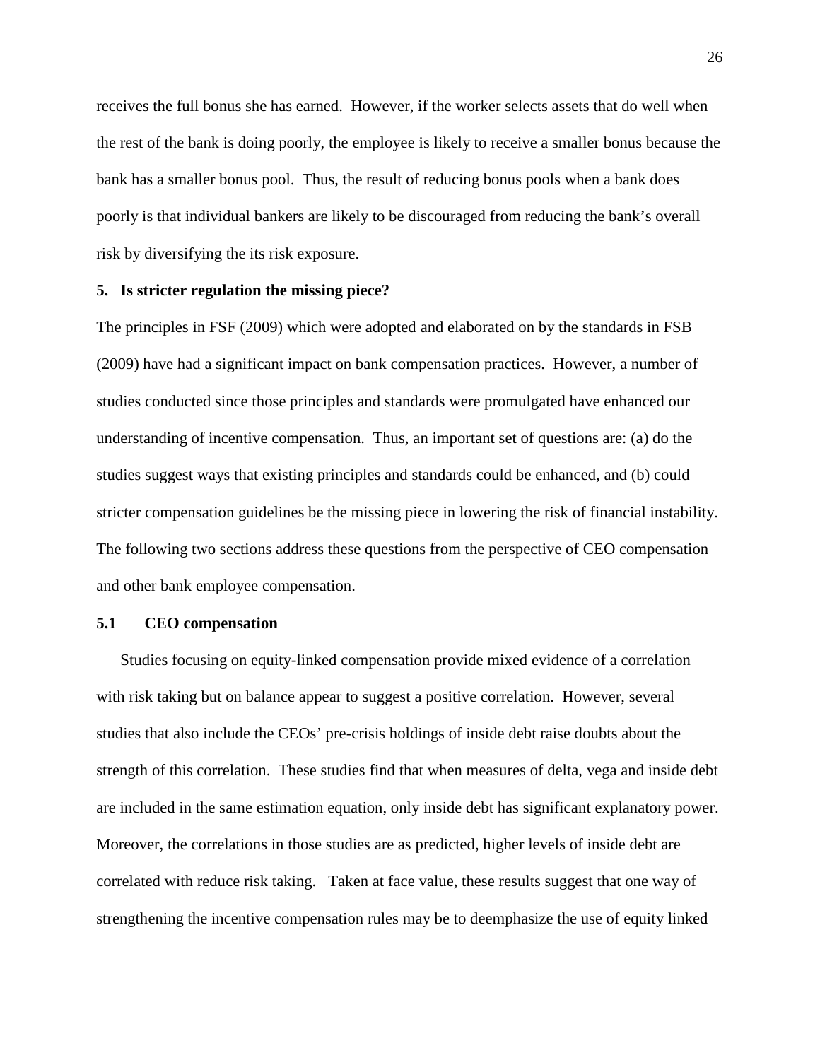receives the full bonus she has earned. However, if the worker selects assets that do well when the rest of the bank is doing poorly, the employee is likely to receive a smaller bonus because the bank has a smaller bonus pool. Thus, the result of reducing bonus pools when a bank does poorly is that individual bankers are likely to be discouraged from reducing the bank's overall risk by diversifying the its risk exposure.

## 5. Is stricter regulation the missing piece?

The principles in FSF (2009) which were adopted and elaborated on by the standards in FSB (2009) have had a significant impact on bank compensation practices. However, a number of studies conducted since those principles and standards were promulgated have enhanced our understanding of incentive compensation. Thus, an important set of questions are: (a) do the studies suggest ways that existing principles and standards could be enhanced, and (b) could stricter compensation guidelines be the missing piece in lowering the risk of financial instability. The following two sections address these questions from the perspective of CEO compensation and other bank employee compensation.

### 5.1 CEO compensation

Studies focusing on equity-linked compensation provide mixed evidence of a correlation with risk taking but on balance appear to suggest a positive correlation. However, several studies that also include the CEOs' pre-crisis holdings of inside debt raise doubts about the strength of this correlation. These studies find that when measures of delta, vega and inside debt are included in the same estimation equation, only inside debt has significant explanatory power. Moreover, the correlations in those studies are as predicted, higher levels of inside debt are correlated with reduce risk taking. Taken at face value, these results suggest that one way of strengthening the incentive compensation rules may be to deemphasize the use of equity linked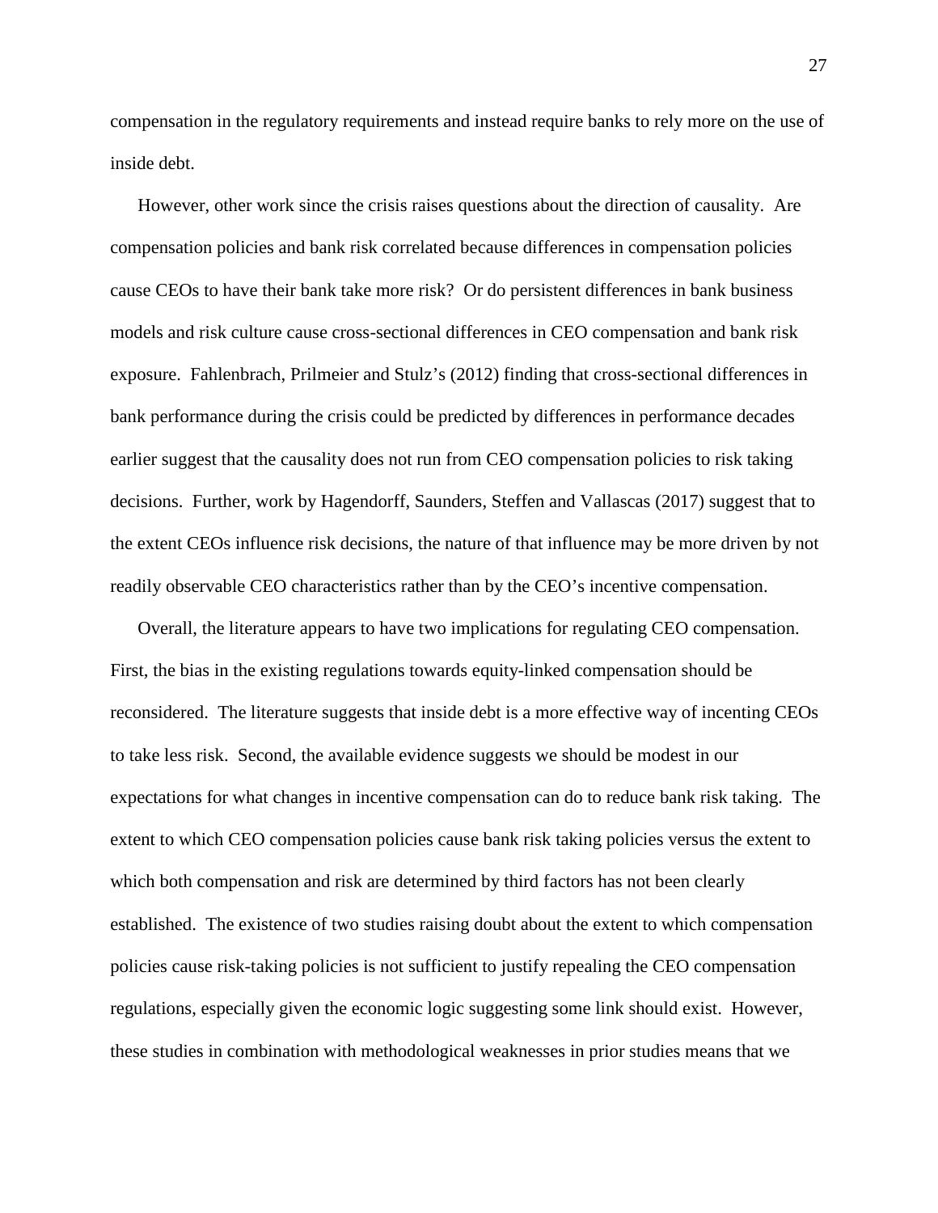compensation in the regulatory requirements and instead require banks to rely more on the use of inside debt.

However, other work since the crisis raises questions about the direction of causality. Are compensation policies and bank risk correlated because differences in compensation policies cause CEOs to have their bank take more risk? Or do persistent differences in bank business models and risk culture cause cross-sectional differences in CEO compensation and bank risk exposure. Fahlenbrach, Prilmeier and Stulz's (2012) finding that cross-sectional differences in bank performance during the crisis could be predicted by differences in performance decades earlier suggest that the causality does not run from CEO compensation policies to risk taking decisions. Further, work by Hagendorff, Saunders, Steffen and Vallascas (2017) suggest that to the extent CEOs influence risk decisions, the nature of that influence may be more driven by not readily observable CEO characteristics rather than by the CEO's incentive compensation.

Overall, the literature appears to have two implications for regulating CEO compensation. First, the bias in the existing regulations towards equity-linked compensation should be reconsidered. The literature suggests that inside debt is a more effective way of incenting CEOs to take less risk. Second, the available evidence suggests we should be modest in our expectations for what changes in incentive compensation can do to reduce bank risk taking. The extent to which CEO compensation policies cause bank risk taking policies versus the extent to which both compensation and risk are determined by third factors has not been clearly established. The existence of two studies raising doubt about the extent to which compensation policies cause risk-taking policies is not sufficient to justify repealing the CEO compensation regulations, especially given the economic logic suggesting some link should exist. However, these studies in combination with methodological weaknesses in prior studies means that we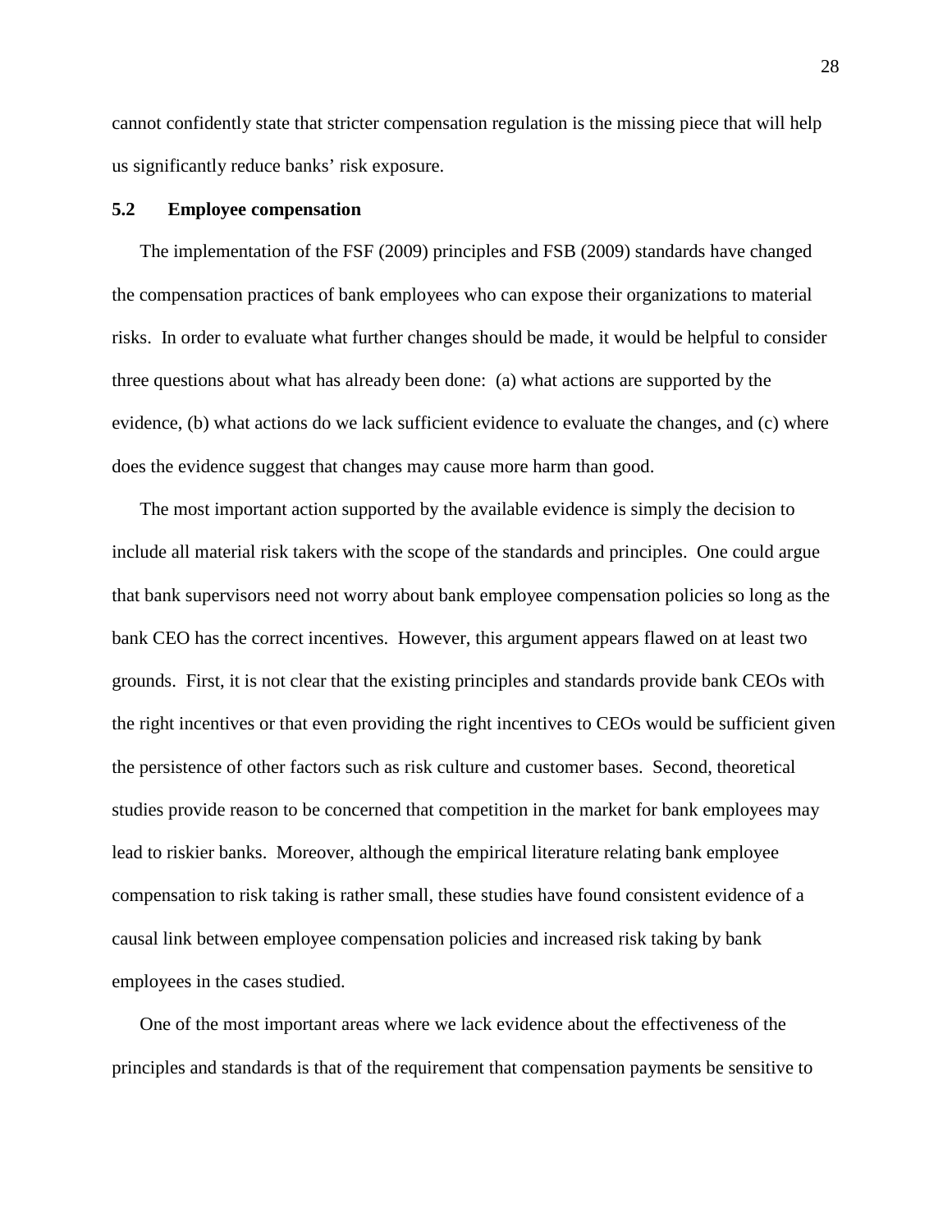cannot confidently state that stricter compensation regulation is the missing piece that will help us significantly reduce banks' risk exposure.

### 5.2 Employee compensation

The implementation of the FSF (2009) principles and FSB (2009) standards have changed the compensation practices of bank employees who can expose their organizations to material risks. In order to evaluate what further changes should be made, it would be helpful to consider three questions about what has already been done: (a) what actions are supported by the evidence, (b) what actions do we lack sufficient evidence to evaluate the changes, and (c) where does the evidence suggest that changes may cause more harm than good.

The most important action supported by the available evidence is simply the decision to include all material risk takers with the scope of the standards and principles. One could argue that bank supervisors need not worry about bank employee compensation policies so long as the bank CEO has the correct incentives. However, this argument appears flawed on at least two grounds. First, it is not clear that the existing principles and standards provide bank CEOs with the right incentives or that even providing the right incentives to CEOs would be sufficient given the persistence of other factors such as risk culture and customer bases. Second, theoretical studies provide reason to be concerned that competition in the market for bank employees may lead to riskier banks. Moreover, although the empirical literature relating bank employee compensation to risk taking is rather small, these studies have found consistent evidence of a causal link between employee compensation policies and increased risk taking by bank employees in the cases studied.

One of the most important areas where we lack evidence about the effectiveness of the principles and standards is that of the requirement that compensation payments be sensitive to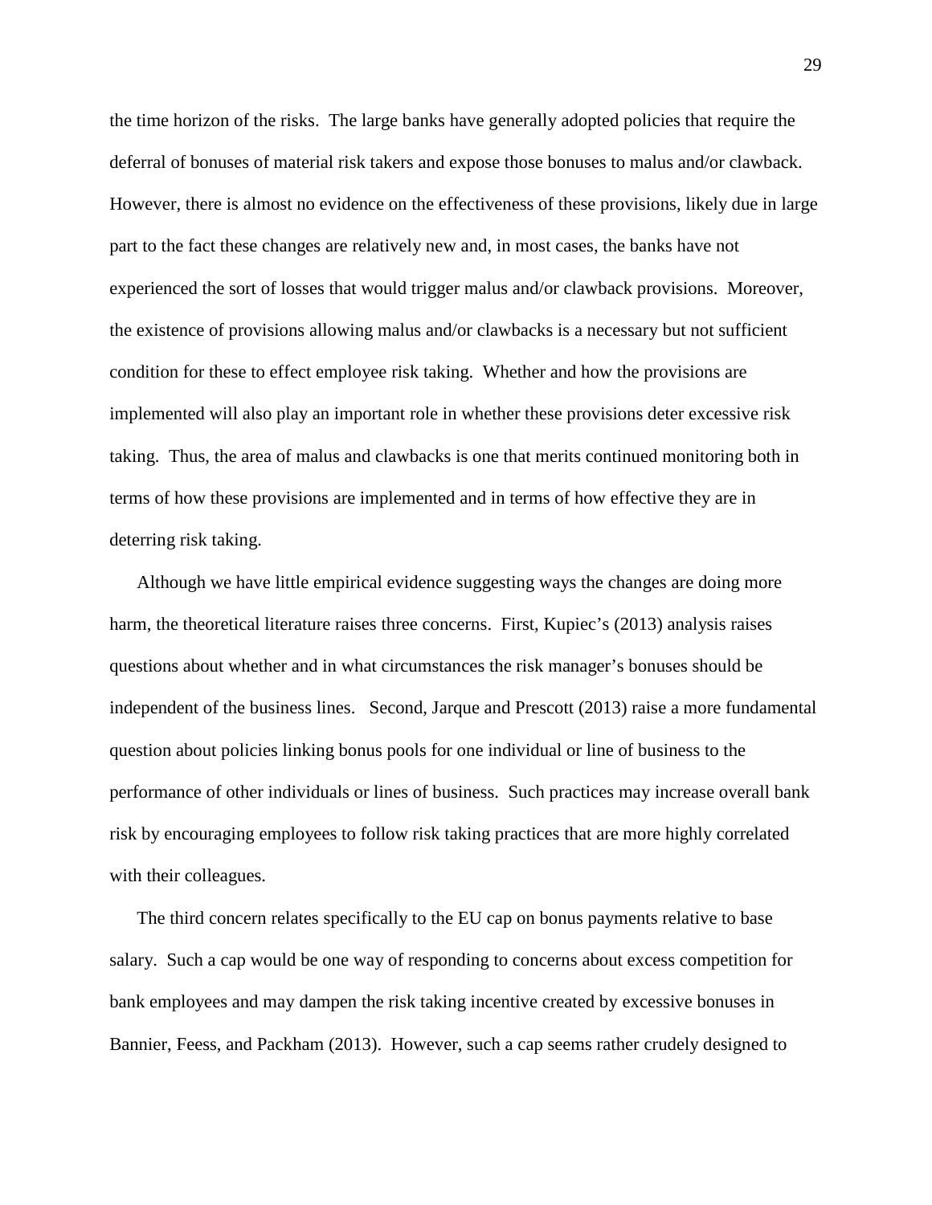the time horizon of the risks. The large banks have generally adopted policies that require the deferral of bonuses of material risk takers and expose those bonuses to malus and/or clawback. However, there is almost no evidence on the effectiveness of these provisions, likely due in large part to the fact these changes are relatively new and, in most cases, the banks have not experienced the sort of losses that would trigger malus and/or clawback provisions. Moreover, the existence of provisions allowing malus and/or clawbacks is a necessary but not sufficient condition for these to effect employee risk taking. Whether and how the provisions are implemented will also play an important role in whether these provisions deter excessive risk taking. Thus, the area of malus and clawbacks is one that merits continued monitoring both in terms of how these provisions are implemented and in terms of how effective they are in deterring risk taking.

Although we have little empirical evidence suggesting ways the changes are doing more harm, the theoretical literature raises three concerns. First, Kupiec's (2013) analysis raises questions about whether and in what circumstances the risk manager's bonuses should be independent of the business lines. Second, Jarque and Prescott (2013) raise a more fundamental question about policies linking bonus pools for one individual or line of business to the performance of other individuals or lines of business. Such practices may increase overall bank risk by encouraging employees to follow risk taking practices that are more highly correlated with their colleagues.

The third concern relates specifically to the EU cap on bonus payments relative to base salary. Such a cap would be one way of responding to concerns about excess competition for bank employees and may dampen the risk taking incentive created by excessive bonuses in Bannier, Feess, and Packham (2013). However, such a cap seems rather crudely designed to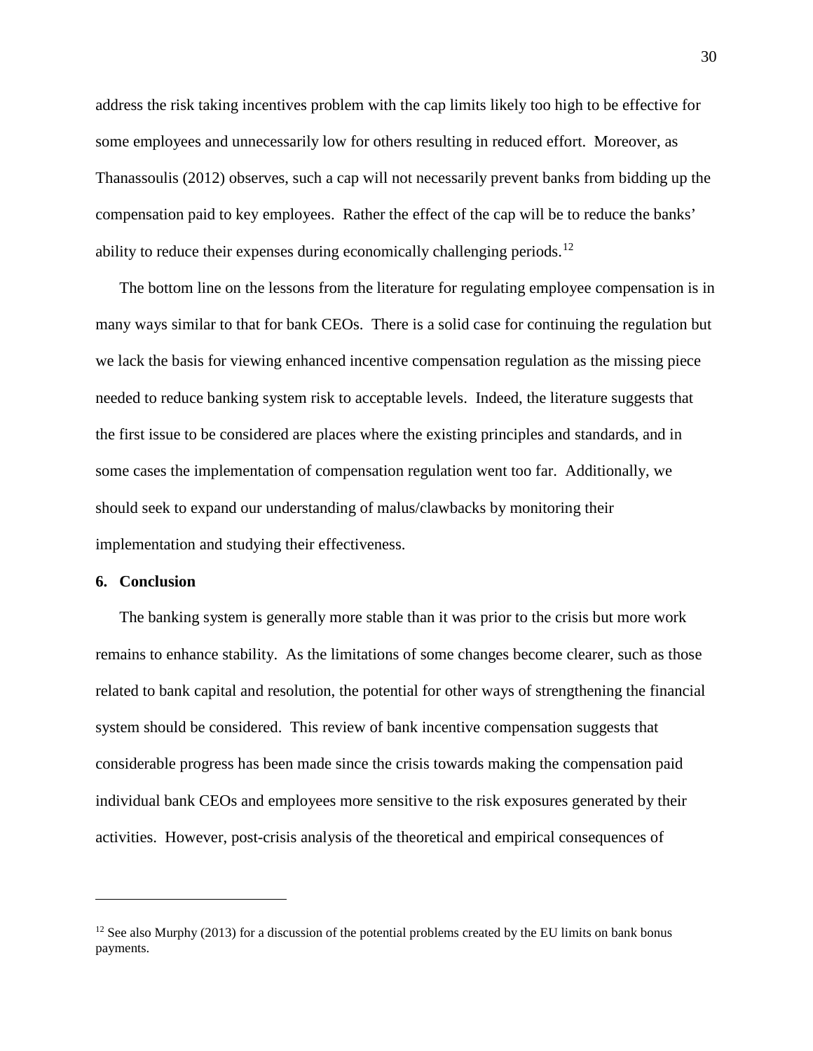address the risk taking incentives problem with the cap limits likely too high to be effective for some employees and unnecessarily low for others resulting in reduced effort. Moreover, as Thanassoulis (2012) observes, such a cap will not necessarily prevent banks from bidding up the compensation paid to key employees. Rather the effect of the cap will be to reduce the banks' ability to reduce their expenses during economically challenging periods.[12]

The bottom line on the lessons from the literature for regulating employee compensation is in many ways similar to that for bank CEOs. There is a solid case for continuing the regulation but we lack the basis for viewing enhanced incentive compensation regulation as the missing piece needed to reduce banking system risk to acceptable levels. Indeed, the literature suggests that the first issue to be considered are places where the existing principles and standards, and in some cases the implementation of compensation regulation went too far. Additionally, we should seek to expand our understanding of malus/clawbacks by monitoring their implementation and studying their effectiveness.

## 6. Conclusion

The banking system is generally more stable than it was prior to the crisis but more work remains to enhance stability. As the limitations of some changes become clearer, such as those related to bank capital and resolution, the potential for other ways of strengthening the financial system should be considered. This review of bank incentive compensation suggests that considerable progress has been made since the crisis towards making the compensation paid individual bank CEOs and employees more sensitive to the risk exposures generated by their activities. However, post-crisis analysis of the theoretical and empirical consequences of

---

[12] See also Murphy (2013) for a discussion of the potential problems created by the EU limits on bank bonus payments.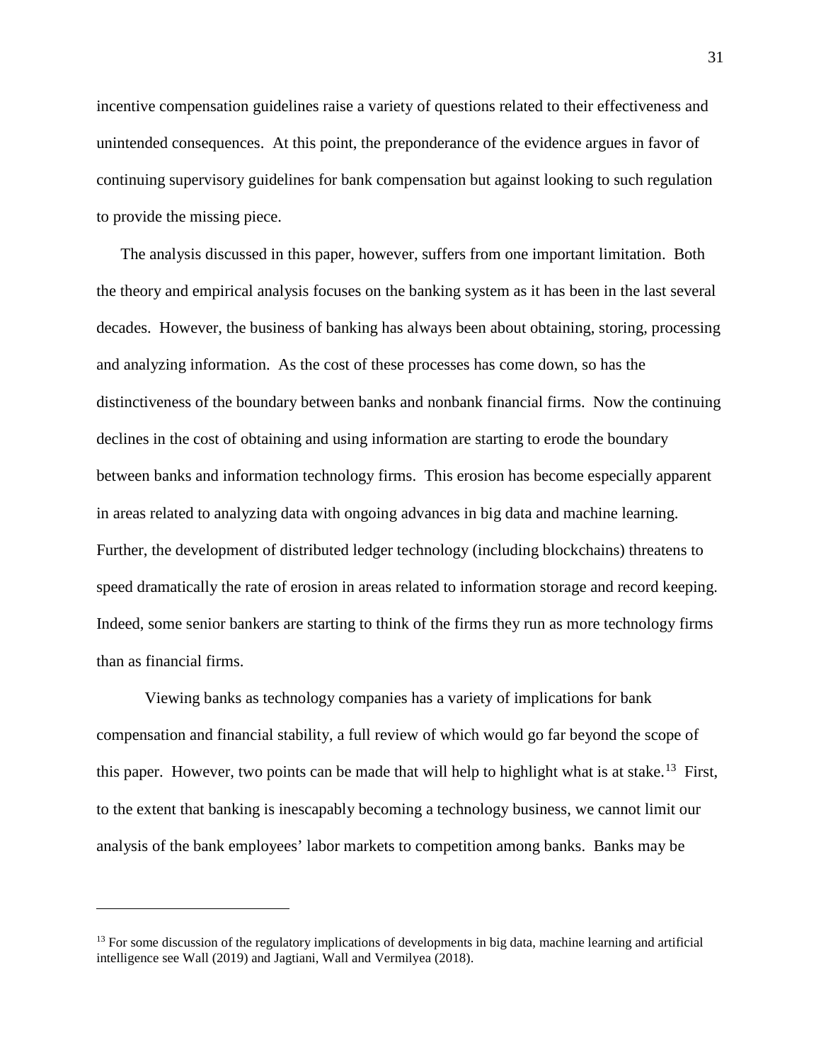incentive compensation guidelines raise a variety of questions related to their effectiveness and unintended consequences. At this point, the preponderance of the evidence argues in favor of continuing supervisory guidelines for bank compensation but against looking to such regulation to provide the missing piece.

The analysis discussed in this paper, however, suffers from one important limitation. Both the theory and empirical analysis focuses on the banking system as it has been in the last several decades. However, the business of banking has always been about obtaining, storing, processing and analyzing information. As the cost of these processes has come down, so has the distinctiveness of the boundary between banks and nonbank financial firms. Now the continuing declines in the cost of obtaining and using information are starting to erode the boundary between banks and information technology firms. This erosion has become especially apparent in areas related to analyzing data with ongoing advances in big data and machine learning. Further, the development of distributed ledger technology (including blockchains) threatens to speed dramatically the rate of erosion in areas related to information storage and record keeping. Indeed, some senior bankers are starting to think of the firms they run as more technology firms than as financial firms.

Viewing banks as technology companies has a variety of implications for bank compensation and financial stability, a full review of which would go far beyond the scope of this paper. However, two points can be made that will help to highlight what is at stake.[13] First, to the extent that banking is inescapably becoming a technology business, we cannot limit our analysis of the bank employees' labor markets to competition among banks. Banks may be

[13] For some discussion of the regulatory implications of developments in big data, machine learning and artificial intelligence see Wall (2019) and Jagtiani, Wall and Vermilyea (2018).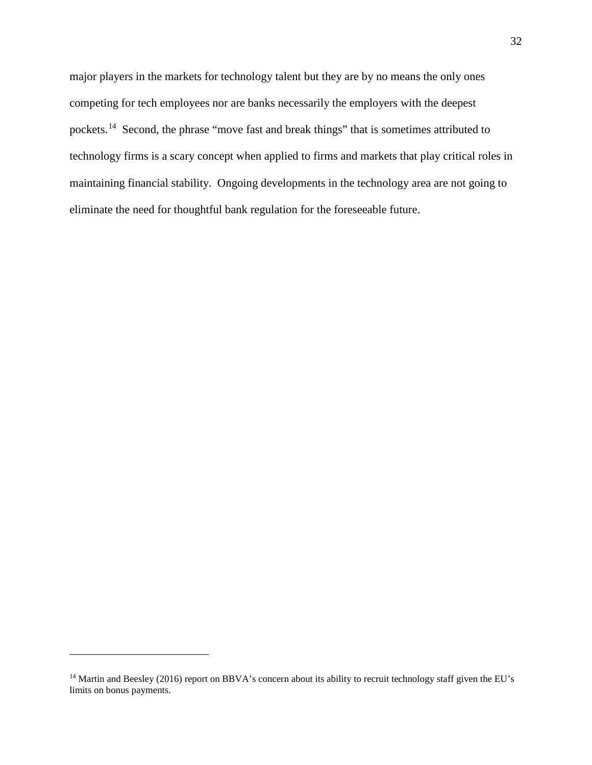major players in the markets for technology talent but they are by no means the only ones competing for tech employees nor are banks necessarily the employers with the deepest pockets.[14] Second, the phrase "move fast and break things" that is sometimes attributed to technology firms is a scary concept when applied to firms and markets that play critical roles in maintaining financial stability. Ongoing developments in the technology area are not going to eliminate the need for thoughtful bank regulation for the foreseeable future.

---

[14] Martin and Beesley (2016) report on BBVA's concern about its ability to recruit technology staff given the EU's limits on bonus payments.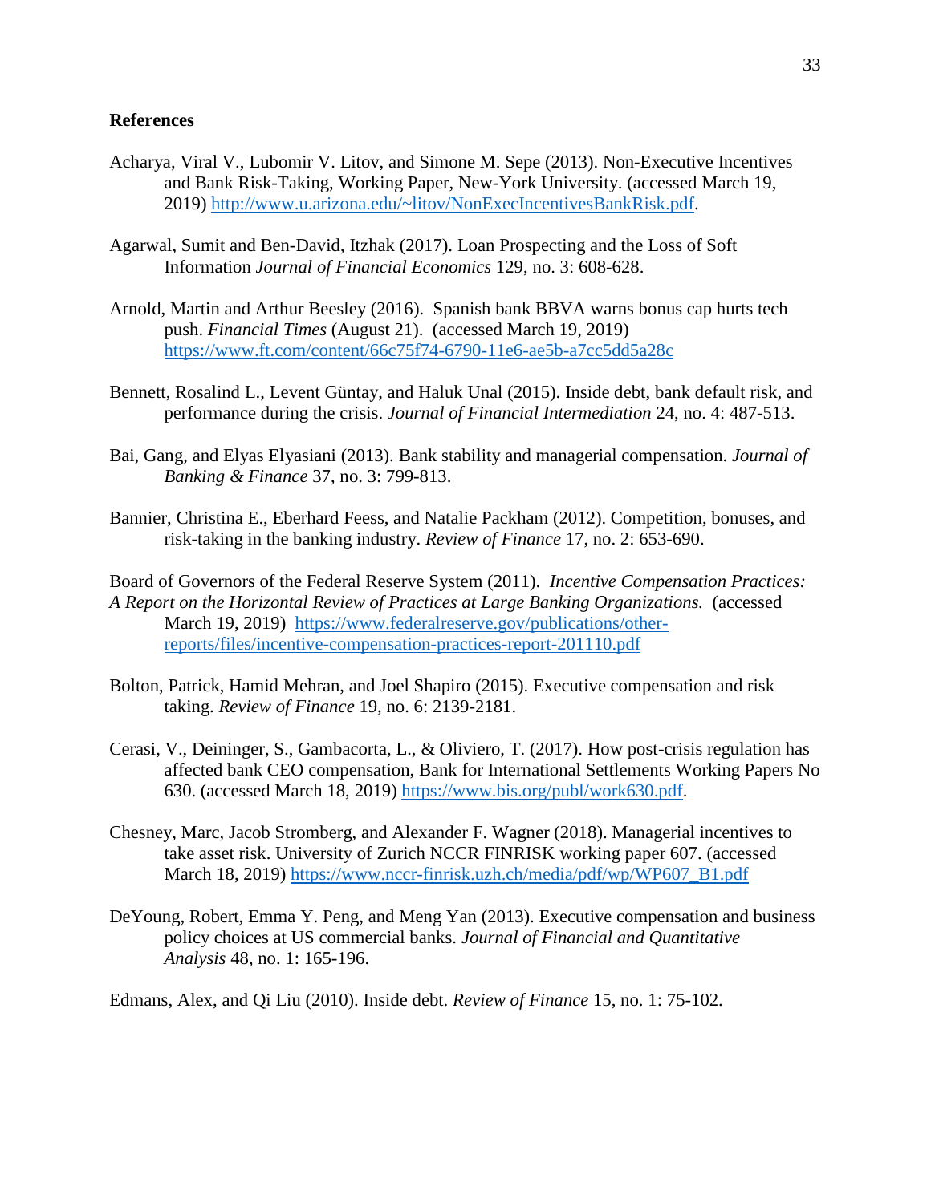## References

Acharya, Viral V., Lubomir V. Litov, and Simone M. Sepe (2013). Non-Executive Incentives and Bank Risk-Taking, Working Paper, New-York University. (accessed March 19, 2019) http://www.u.arizona.edu/~litov/NonExecIncentivesBankRisk.pdf.

Agarwal, Sumit and Ben-David, Itzhak (2017). Loan Prospecting and the Loss of Soft Information *Journal of Financial Economics* 129, no. 3: 608-628.

Arnold, Martin and Arthur Beesley (2016). Spanish bank BBVA warns bonus cap hurts tech push. *Financial Times* (August 21). (accessed March 19, 2019) https://www.ft.com/content/66c75f74-6790-11e6-ae5b-a7cc5dd5a28c

Bennett, Rosalind L., Levent Güntay, and Haluk Unal (2015). Inside debt, bank default risk, and performance during the crisis. *Journal of Financial Intermediation* 24, no. 4: 487-513.

Bai, Gang, and Elyas Elyasiani (2013). Bank stability and managerial compensation. *Journal of Banking & Finance* 37, no. 3: 799-813.

Bannier, Christina E., Eberhard Feess, and Natalie Packham (2012). Competition, bonuses, and risk-taking in the banking industry. *Review of Finance* 17, no. 2: 653-690.

Board of Governors of the Federal Reserve System (2011). *Incentive Compensation Practices: A Report on the Horizontal Review of Practices at Large Banking Organizations.* (accessed March 19, 2019) https://www.federalreserve.gov/publications/other-reports/files/incentive-compensation-practices-report-201110.pdf

Bolton, Patrick, Hamid Mehran, and Joel Shapiro (2015). Executive compensation and risk taking. *Review of Finance* 19, no. 6: 2139-2181.

Cerasi, V., Deininger, S., Gambacorta, L., & Oliviero, T. (2017). How post-crisis regulation has affected bank CEO compensation, Bank for International Settlements Working Papers No 630. (accessed March 18, 2019) https://www.bis.org/publ/work630.pdf.

Chesney, Marc, Jacob Stromberg, and Alexander F. Wagner (2018). Managerial incentives to take asset risk. University of Zurich NCCR FINRISK working paper 607. (accessed March 18, 2019) https://www.nccr-finrisk.uzh.ch/media/pdf/wp/WP607_B1.pdf

DeYoung, Robert, Emma Y. Peng, and Meng Yan (2013). Executive compensation and business policy choices at US commercial banks. *Journal of Financial and Quantitative Analysis* 48, no. 1: 165-196.

Edmans, Alex, and Qi Liu (2010). Inside debt. *Review of Finance* 15, no. 1: 75-102.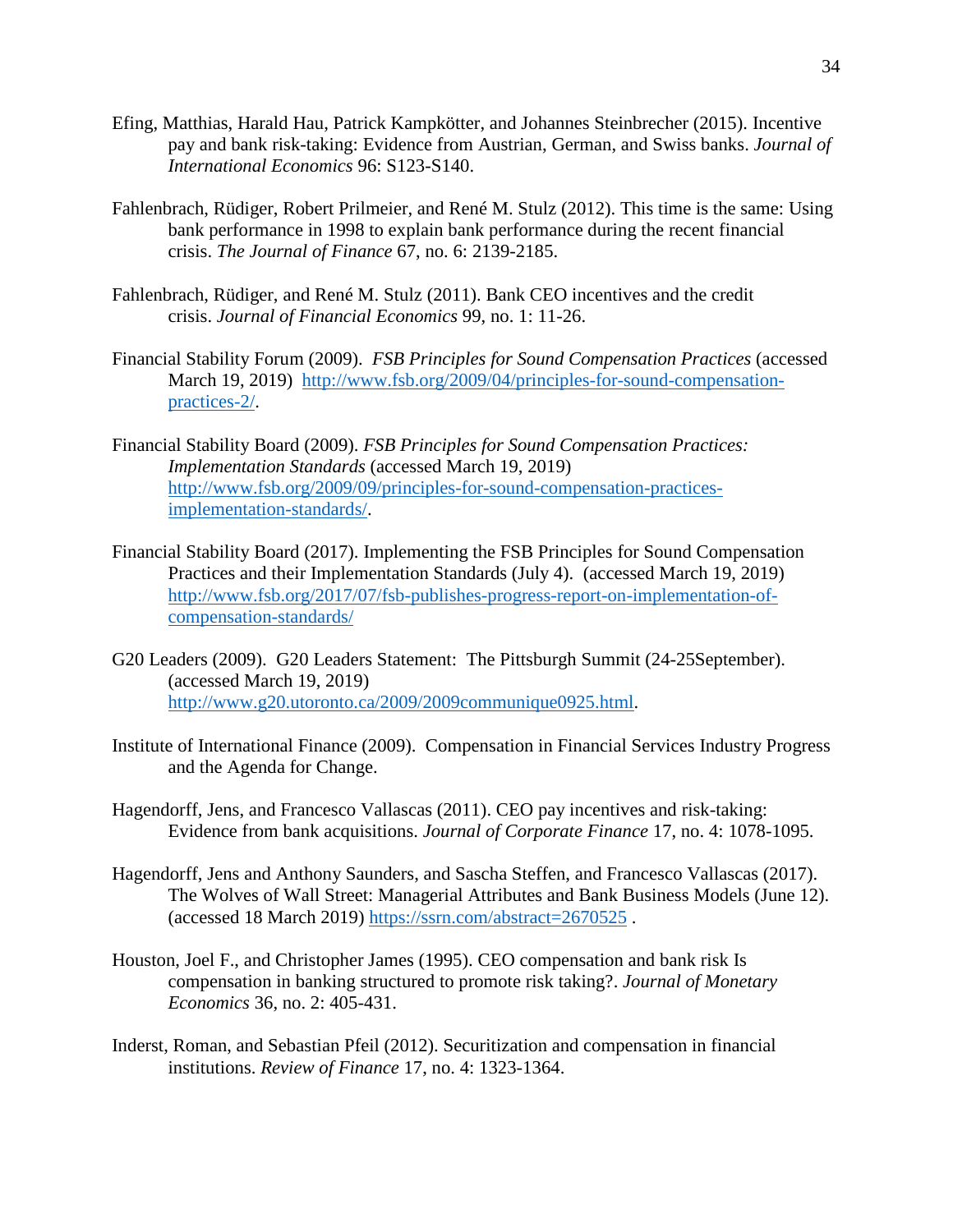Efing, Matthias, Harald Hau, Patrick Kampkötter, and Johannes Steinbrecher (2015). Incentive pay and bank risk-taking: Evidence from Austrian, German, and Swiss banks. *Journal of International Economics* 96: S123-S140.

Fahlenbrach, Rüdiger, Robert Prilmeier, and René M. Stulz (2012). This time is the same: Using bank performance in 1998 to explain bank performance during the recent financial crisis. *The Journal of Finance* 67, no. 6: 2139-2185.

Fahlenbrach, Rüdiger, and René M. Stulz (2011). Bank CEO incentives and the credit crisis. *Journal of Financial Economics* 99, no. 1: 11-26.

Financial Stability Forum (2009). *FSB Principles for Sound Compensation Practices* (accessed March 19, 2019) http://www.fsb.org/2009/04/principles-for-sound-compensation-practices-2/.

Financial Stability Board (2009). *FSB Principles for Sound Compensation Practices: Implementation Standards* (accessed March 19, 2019) http://www.fsb.org/2009/09/principles-for-sound-compensation-practices-implementation-standards/.

Financial Stability Board (2017). Implementing the FSB Principles for Sound Compensation Practices and their Implementation Standards (July 4). (accessed March 19, 2019) http://www.fsb.org/2017/07/fsb-publishes-progress-report-on-implementation-of-compensation-standards/

G20 Leaders (2009). G20 Leaders Statement: The Pittsburgh Summit (24-25September). (accessed March 19, 2019) http://www.g20.utoronto.ca/2009/2009communique0925.html.

Institute of International Finance (2009). Compensation in Financial Services Industry Progress and the Agenda for Change.

Hagendorff, Jens, and Francesco Vallascas (2011). CEO pay incentives and risk-taking: Evidence from bank acquisitions. *Journal of Corporate Finance* 17, no. 4: 1078-1095.

Hagendorff, Jens and Anthony Saunders, and Sascha Steffen, and Francesco Vallascas (2017). The Wolves of Wall Street: Managerial Attributes and Bank Business Models (June 12). (accessed 18 March 2019) https://ssrn.com/abstract=2670525 .

Houston, Joel F., and Christopher James (1995). CEO compensation and bank risk Is compensation in banking structured to promote risk taking?. *Journal of Monetary Economics* 36, no. 2: 405-431.

Inderst, Roman, and Sebastian Pfeil (2012). Securitization and compensation in financial institutions. *Review of Finance* 17, no. 4: 1323-1364.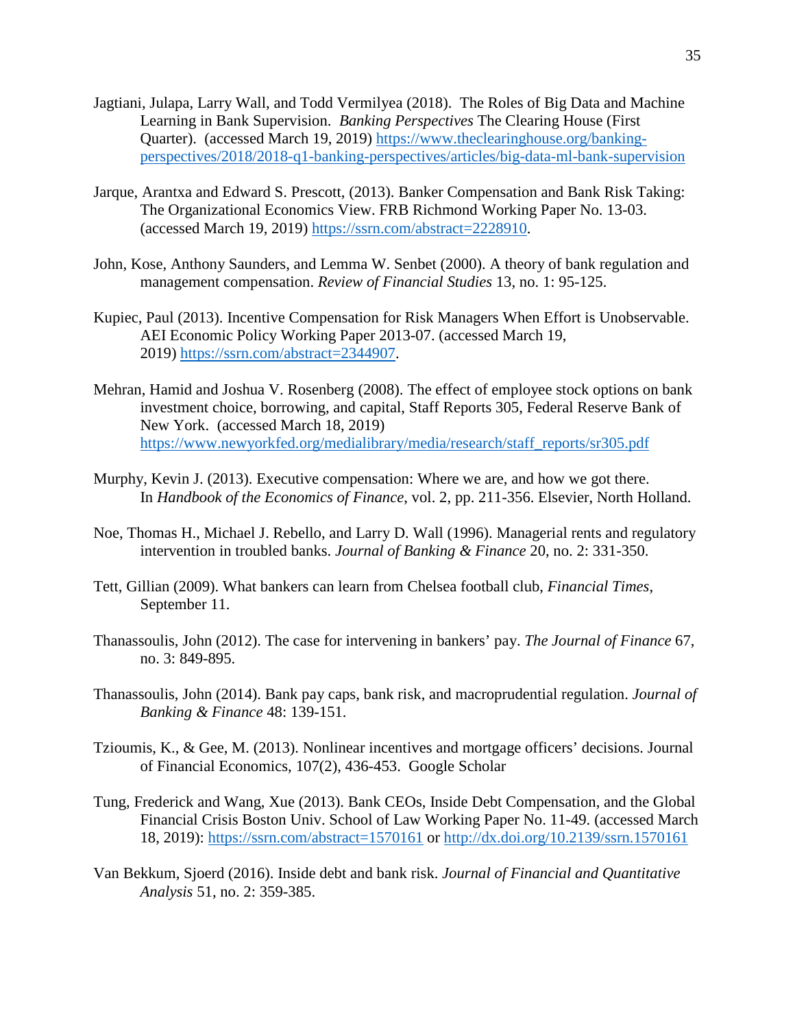Jagtiani, Julapa, Larry Wall, and Todd Vermilyea (2018). The Roles of Big Data and Machine Learning in Bank Supervision. *Banking Perspectives* The Clearing House (First Quarter). (accessed March 19, 2019) https://www.theclearinghouse.org/banking-perspectives/2018/2018-q1-banking-perspectives/articles/big-data-ml-bank-supervision

Jarque, Arantxa and Edward S. Prescott, (2013). Banker Compensation and Bank Risk Taking: The Organizational Economics View. FRB Richmond Working Paper No. 13-03. (accessed March 19, 2019) https://ssrn.com/abstract=2228910.

John, Kose, Anthony Saunders, and Lemma W. Senbet (2000). A theory of bank regulation and management compensation. *Review of Financial Studies* 13, no. 1: 95-125.

Kupiec, Paul (2013). Incentive Compensation for Risk Managers When Effort is Unobservable. AEI Economic Policy Working Paper 2013-07. (accessed March 19, 2019) https://ssrn.com/abstract=2344907.

Mehran, Hamid and Joshua V. Rosenberg (2008). The effect of employee stock options on bank investment choice, borrowing, and capital, Staff Reports 305, Federal Reserve Bank of New York. (accessed March 18, 2019) https://www.newyorkfed.org/medialibrary/media/research/staff_reports/sr305.pdf

Murphy, Kevin J. (2013). Executive compensation: Where we are, and how we got there. In *Handbook of the Economics of Finance*, vol. 2, pp. 211-356. Elsevier, North Holland.

Noe, Thomas H., Michael J. Rebello, and Larry D. Wall (1996). Managerial rents and regulatory intervention in troubled banks. *Journal of Banking & Finance* 20, no. 2: 331-350.

Tett, Gillian (2009). What bankers can learn from Chelsea football club, *Financial Times*, September 11.

Thanassoulis, John (2012). The case for intervening in bankers' pay. *The Journal of Finance* 67, no. 3: 849-895.

Thanassoulis, John (2014). Bank pay caps, bank risk, and macroprudential regulation. *Journal of Banking & Finance* 48: 139-151.

Tzioumis, K., & Gee, M. (2013). Nonlinear incentives and mortgage officers' decisions. Journal of Financial Economics, 107(2), 436-453. Google Scholar

Tung, Frederick and Wang, Xue (2013). Bank CEOs, Inside Debt Compensation, and the Global Financial Crisis Boston Univ. School of Law Working Paper No. 11-49. (accessed March 18, 2019): https://ssrn.com/abstract=1570161 or http://dx.doi.org/10.2139/ssrn.1570161

Van Bekkum, Sjoerd (2016). Inside debt and bank risk. *Journal of Financial and Quantitative Analysis* 51, no. 2: 359-385.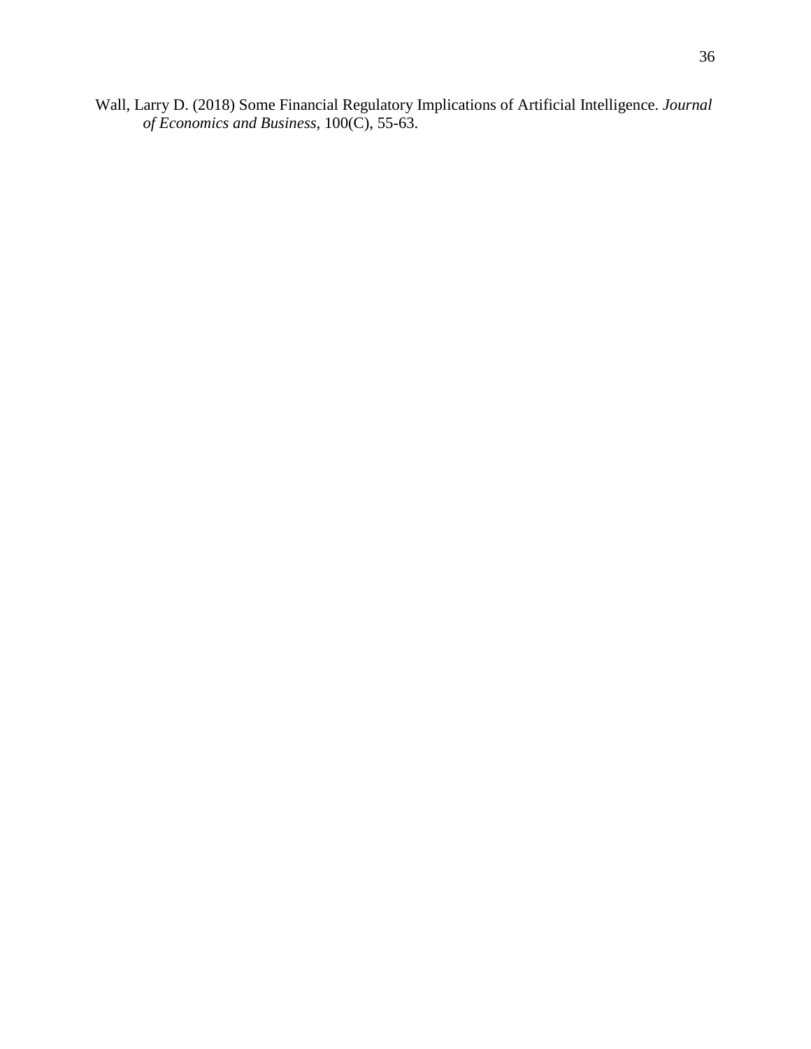Wall, Larry D. (2018) Some Financial Regulatory Implications of Artificial Intelligence. *Journal of Economics and Business*, 100(C), 55-63.